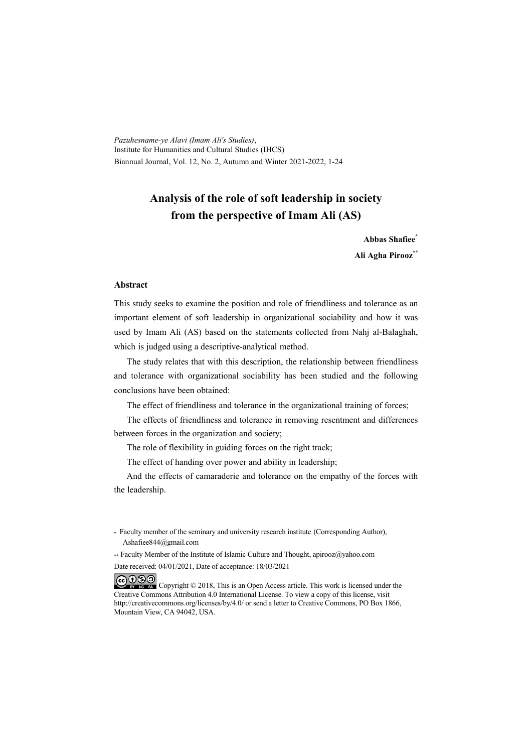*Pazuhesname-ye Alavi (Imam Ali's Studies)*,
Institute for Humanities and Cultural Studies (IHCS)
Biannual Journal, Vol. 12, No. 2, Autumn and Winter 2021-2022, 1-24

# Analysis of the role of soft leadership in society from the perspective of Imam Ali (AS)

**Abbas Shafiee***

**Ali Agha Pirooz****

## Abstract

This study seeks to examine the position and role of friendliness and tolerance as an important element of soft leadership in organizational sociability and how it was used by Imam Ali (AS) based on the statements collected from Nahj al-Balaghah, which is judged using a descriptive-analytical method.

The study relates that with this description, the relationship between friendliness and tolerance with organizational sociability has been studied and the following conclusions have been obtained:

The effect of friendliness and tolerance in the organizational training of forces;

The effects of friendliness and tolerance in removing resentment and differences between forces in the organization and society;

The role of flexibility in guiding forces on the right track;

The effect of handing over power and ability in leadership;

And the effects of camaraderie and tolerance on the empathy of the forces with the leadership.

\* Faculty member of the seminary and university research institute (Corresponding Author), Ashafiee844@gmail.com

\*\* Faculty Member of the Institute of Islamic Culture and Thought, apirooz@yahoo.com

Date received: 04/01/2021, Date of acceptance: 18/03/2021

Copyright © 2018, This is an Open Access article. This work is licensed under the Creative Commons Attribution 4.0 International License. To view a copy of this license, visit http://creativecommons.org/licenses/by/4.0/ or send a letter to Creative Commons, PO Box 1866, Mountain View, CA 94042, USA.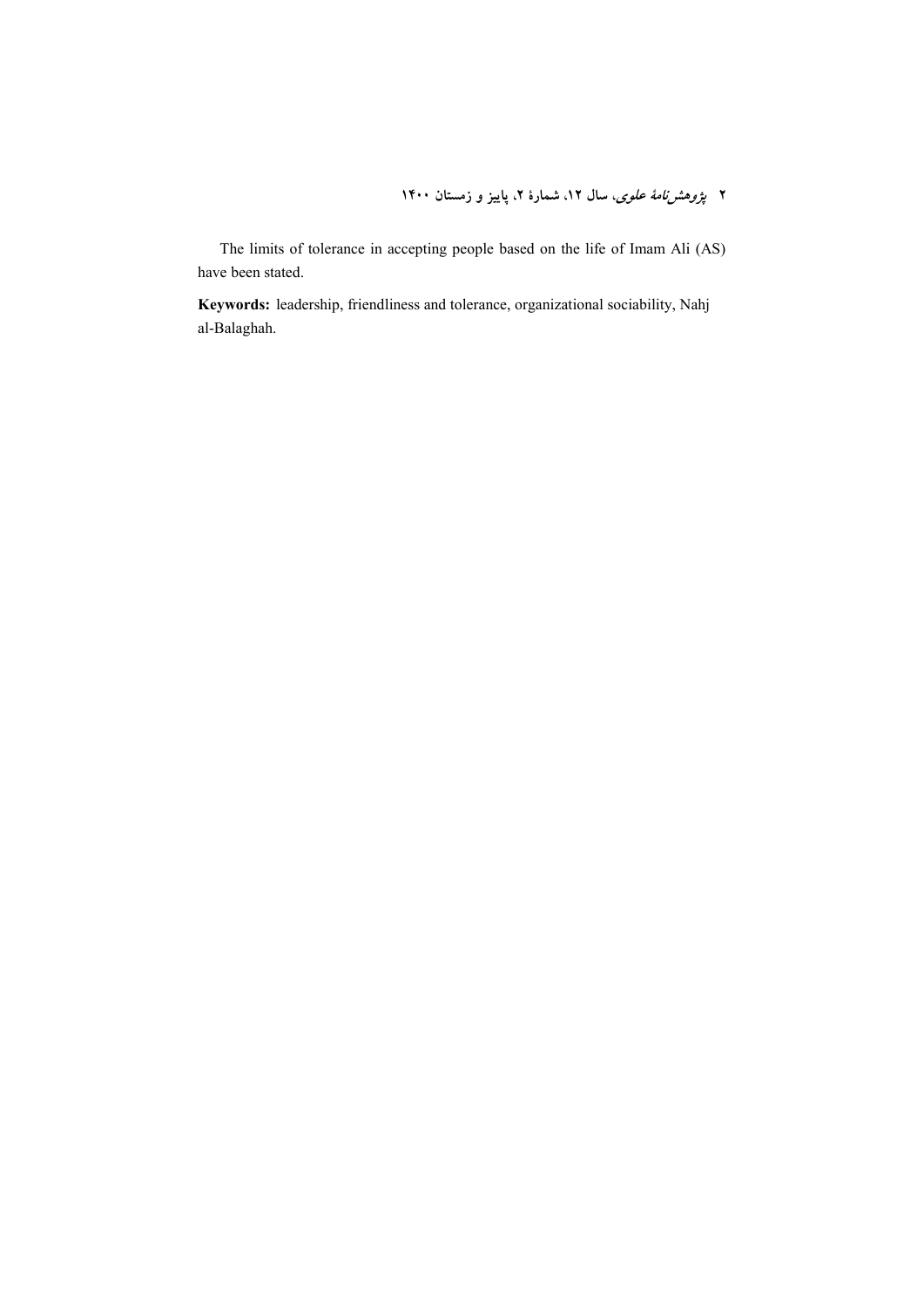The limits of tolerance in accepting people based on the life of Imam Ali (AS) have been stated.

**Keywords:** leadership, friendliness and tolerance, organizational sociability, Nahj al-Balaghah.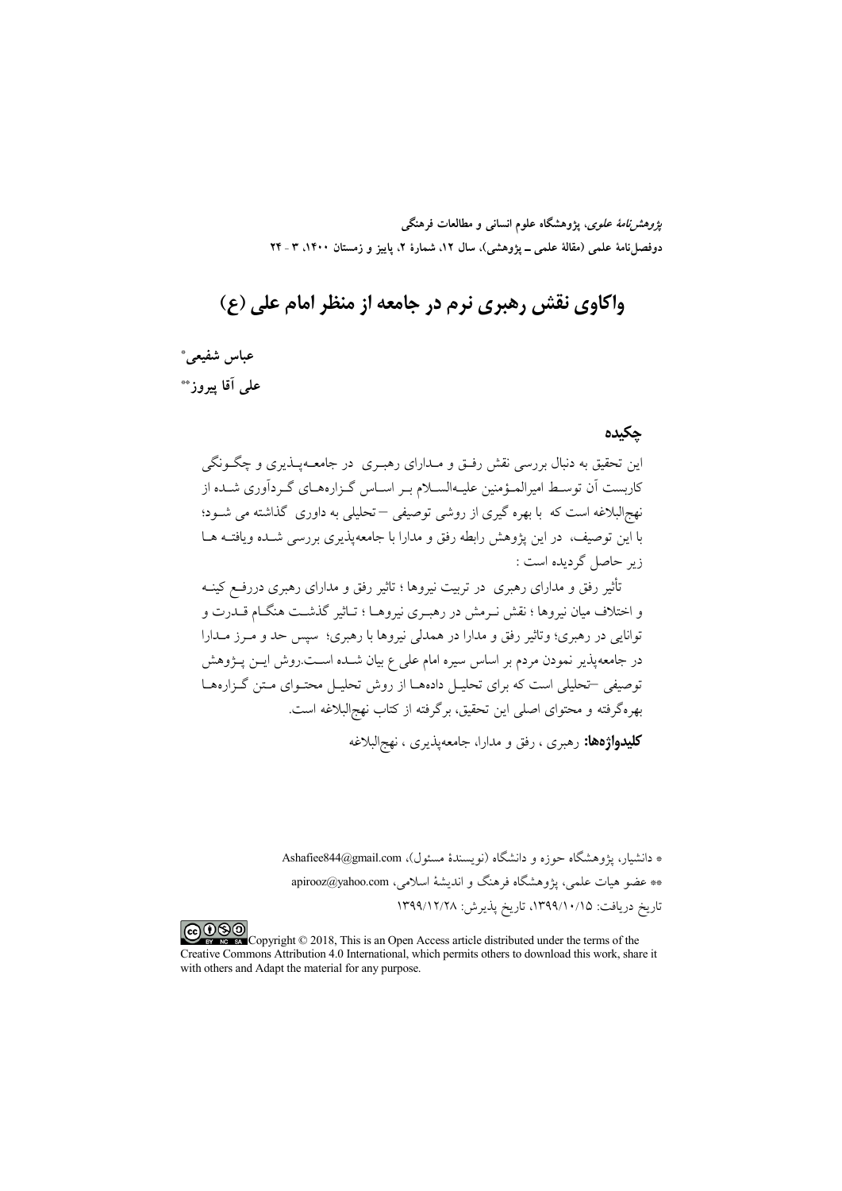*پژوهش‌نامهٔ علوی*، پژوهشگاه علوم انسانی و مطالعات فرهنگی
دوفصل‌نامهٔ علمی (مقالهٔ علمی ـ پژوهشی)، سال ۱۲، شمارهٔ ۲، پاییز و زمستان ۱۴۰۰، ۳ - ۲۴

# واکاوی نقش رهبری نرم در جامعه از منظر امام علی (ع)

**عباس شفیعی***

**علی آقا پیروز****

## چکیده

این تحقیق به دنبال بررسی نقش رفق و مدارای رهبری در جامعه‌پذیری و چگونگی کاربست آن توسط امیرالمؤمنین علیه‌السلام بر اساس گزاره‌های گردآوری شده از نهج‌البلاغه است که با بهره گیری از روشی توصیفی – تحلیلی به داوری گذاشته می شود؛ با این توصیف، در این پژوهش رابطه رفق و مدارا با جامعه‌پذیری بررسی شده ویافته ها زیر حاصل گردیده است :

تأثیر رفق و مدارای رهبری در تربیت نیروها ؛ تاثیر رفق و مدارای رهبری دررفع کینه و اختلاف میان نیروها ؛ نقش نرمش در رهبری نیروها ؛ تاثیر گذشت هنگام قدرت و توانایی در رهبری؛ وتاثیر رفق و مدارا در همدلی نیروها با رهبری؛ سپس حد و مرز مدارا در جامعه‌پذیر نمودن مردم بر اساس سیره امام علی ع بیان شده است.روش این پژوهش توصیفی –تحلیلی است که برای تحلیل داده‌ها از روش تحلیل محتوای متن گزاره‌ها بهره‌گرفته و محتوای اصلی این تحقیق، برگرفته از کتاب نهج‌البلاغه است.

**کلیدواژه‌ها:** رهبری ، رفق و مدارا، جامعه‌پذیری ، نهج‌البلاغه

* دانشیار، پژوهشگاه حوزه و دانشگاه (نویسندهٔ مسئول)، Ashafiee844@gmail.com

** عضو هیات علمی، پژوهشگاه فرهنگ و اندیشهٔ اسلامی، apirooz@yahoo.com

تاریخ دریافت: ۱۳۹۹/۱۰/۱۵، تاریخ پذیرش: ۱۳۹۹/۱۲/۲۸

Copyright © 2018, This is an Open Access article distributed under the terms of the Creative Commons Attribution 4.0 International, which permits others to download this work, share it with others and Adapt the material for any purpose.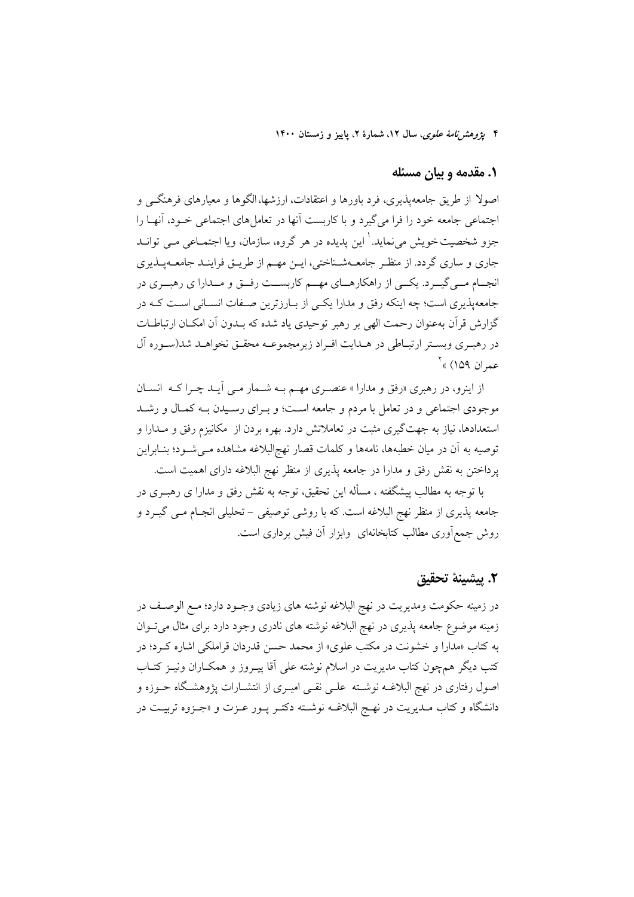## ۱. مقدمه و بیان مسئله

اصولا از طریق جامعه‌پذیری، فرد باورها و اعتقادات، ارزشها، الگوها و معیارهای فرهنگی و اجتماعی جامعه خود را فرا می‌گیرد و با کاربست آنها در تعامل‌های اجتماعی خود، آنها را جزو شخصیت خویش می‌نماید.[۱] این پدیده در هر گروه، سازمان، ویا اجتماعی می تواند جاری و ساری گردد. از منظر جامعه‌شناختی، این مهم از طریق فرایند جامعه‌پذیری انجام می‌گیرد. یکی از راهکارهای مهم کاربست رفق و مدارا ی رهبری در جامعه‌پذیری است؛ چه اینکه رفق و مدارا یکی از بارزترین صفات انسانی است که در گزارش قرآن به‌عنوان رحمت الهی بر رهبر توحیدی یاد شده که بدون آن امکان ارتباطات در رهبری وبستر ارتباطی در هدایت افراد زیرمجموعه محقق نخواهد شد(سوره آل عمران ۱۵۹) »[۲]

از اینرو، در رهبری «رفق و مدارا » عنصری مهم به شمار می آید چرا که انسان موجودی اجتماعی و در تعامل با مردم و جامعه است؛ و برای رسیدن به کمال و رشد استعدادها، نیاز به جهت‌گیری مثبت در تعاملاتش دارد. بهره بردن از مکانیزم رفق و مدارا و توصیه به آن در میان خطبه‌ها، نامه‌ها و کلمات قصار نهج‌البلاغه مشاهده می‌شود؛ بنابراین پرداختن به نقش رفق و مدارا در جامعه پذیری از منظر نهج البلاغه دارای اهمیت است.

با توجه به مطالب پیشگفته ، مسأله این تحقیق، توجه به نقش رفق و مدارا ی رهبری در جامعه پذیری از منظر نهج البلاغه است. که با روشی توصیفی – تحلیلی انجام می گیرد و روش جمع‌آوری مطالب کتابخانه‌ای وابزار آن فیش برداری است.

## ۲. پیشینهٔ تحقیق

در زمینه حکومت ومدیریت در نهج البلاغه نوشته های زیادی وجود دارد؛ مع الوصف در زمینه موضوع جامعه پذیری در نهج البلاغه نوشته های نادری وجود دارد برای مثال می‌توان به کتاب «مدارا و خشونت در مکتب علوی» از محمد حسن قدردان قراملکی اشاره کرد؛ در کتب دیگر هم‌چون کتاب مدیریت در اسلام نوشته علی آقا پیروز و همکاران ونیز کتاب اصول رفتاری در نهج البلاغه نوشته علی نقی امیری از انتشارات پژوهشگاه حوزه و دانشگاه و کتاب مدیریت در نهج البلاغه نوشته دکتر پور عزت و «جزوه تربیت در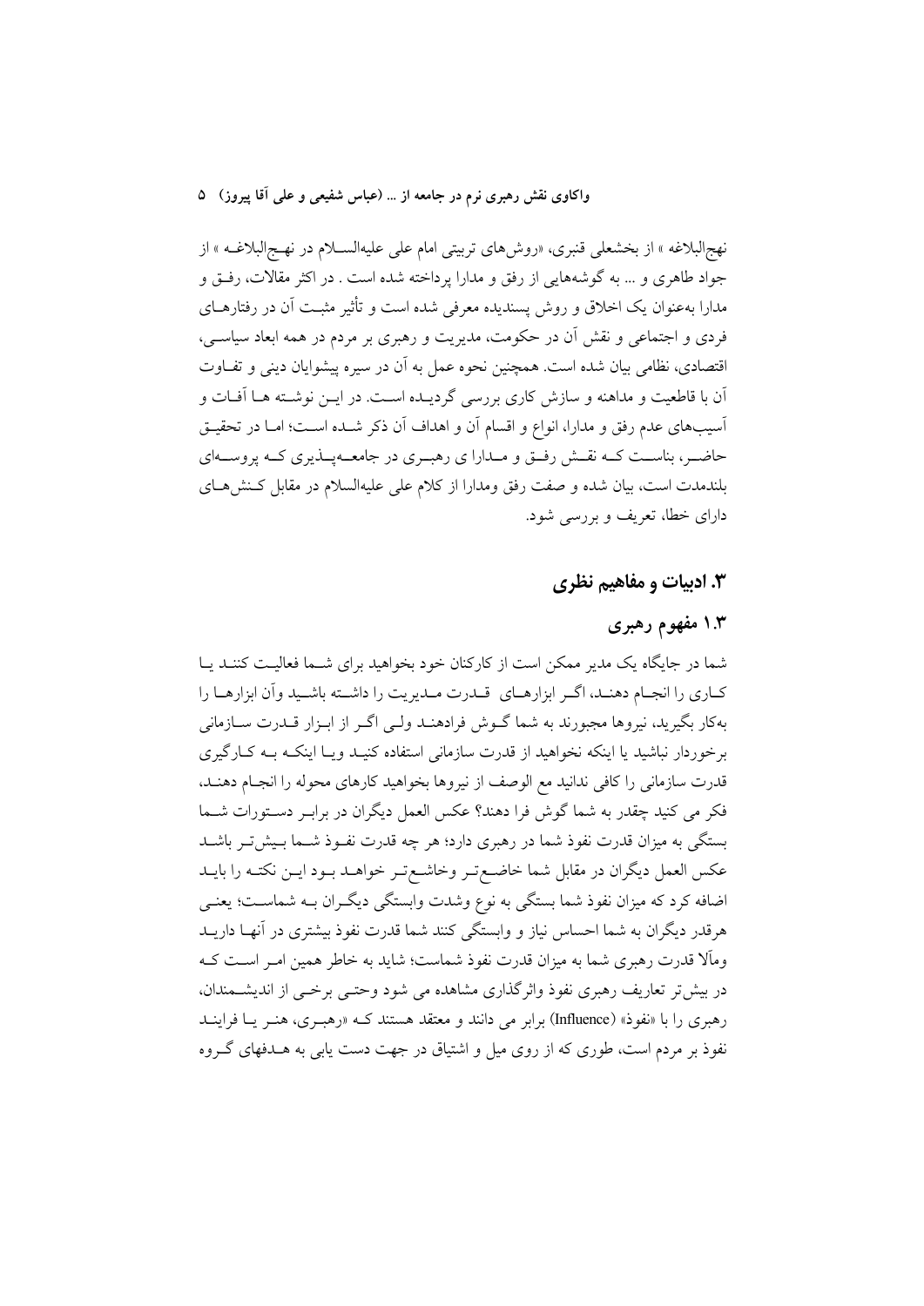نهج‌البلاغه » از بخشعلی قنبری، «روش‌های تربیتی امام علی علیه‌السلام در نهج‌البلاغه » از جواد طاهری و ... به گوشه‌هایی از رفق و مدارا پرداخته شده است . در اکثر مقالات، رفق و مدارا به‌عنوان یک اخلاق و روش پسندیده معرفی شده است و تأثیر مثبت آن در رفتارهای فردی و اجتماعی و نقش آن در حکومت، مدیریت و رهبری بر مردم در همه ابعاد سیاسی، اقتصادی، نظامی بیان شده است. همچنین نحوه عمل به آن در سیره پیشوایان دینی و تفاوت آن با قاطعیت و مداهنه و سازش کاری بررسی گردیده است. در این نوشته ها آفات و آسیب‌های عدم رفق و مدارا، انواع و اقسام آن و اهداف آن ذکر شده است؛ اما در تحقیق حاضر، بناست که نقش رفق و مدارا ی رهبری در جامعه‌پذیری که پروسه‌ای بلندمدت است، بیان شده و صفت رفق ومدارا از کلام علی علیه‌السلام در مقابل کنش‌های دارای خطا، تعریف و بررسی شود.

## ۳. ادبیات و مفاهیم نظری

### ۱.۳ مفهوم رهبری

شما در جایگاه یک مدیر ممکن است از کارکنان خود بخواهید برای شما فعالیت کنند یا کاری را انجام دهند، اگر ابزارهای قدرت مدیریت را داشته باشید وآن ابزارها را به‌کار بگیرید، نیروها مجبورند به شما گوش فرادهند ولی اگر از ابزار قدرت سازمانی برخوردار نباشید یا اینکه نخواهید از قدرت سازمانی استفاده کنید ویا اینکه به کارگیری قدرت سازمانی را کافی ندانید مع الوصف از نیروها بخواهید کارهای محوله را انجام دهند، فکر می کنید چقدر به شما گوش فرا دهند؟ عکس العمل دیگران در برابر دستورات شما بستگی به میزان قدرت نفوذ شما در رهبری دارد؛ هر چه قدرت نفوذ شما بیش‌تر باشد عکس العمل دیگران در مقابل شما خاضع‌تر وخاشع‌تر خواهد بود این نکته را باید اضافه کرد که میزان نفوذ شما بستگی به نوع وشدت وابستگی دیگران به شماست؛ یعنی هرقدر دیگران به شما احساس نیاز و وابستگی کنند شما قدرت نفوذ بیشتری در آنها دارید ومآلا قدرت رهبری شما به میزان قدرت نفوذ شماست؛ شاید به خاطر همین امر است که در بیش‌تر تعاریف رهبری نفوذ واثرگذاری مشاهده می شود وحتی برخی از اندیشمندان، رهبری را با «نفوذ» (Influence) برابر می دانند و معتقد هستند که «رهبری، هنر یا فرایند نفوذ بر مردم است، طوری که از روی میل و اشتیاق در جهت دست یابی به هدفهای گروه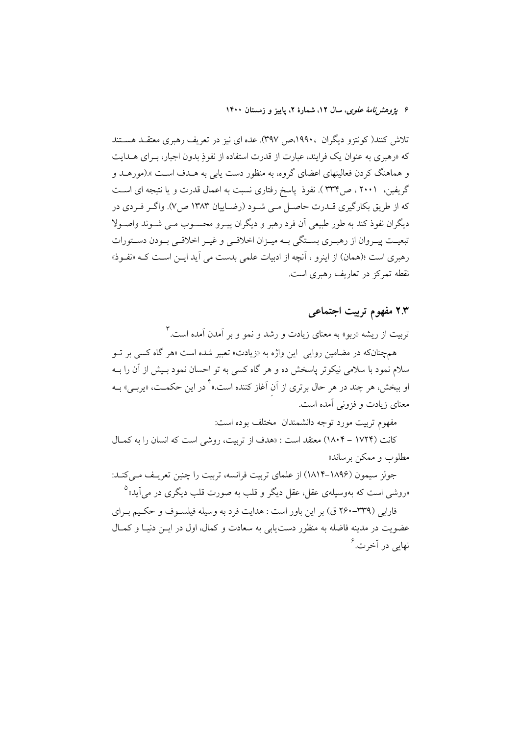تلاش کنند( کونتزو دیگران ،۱۹۹۰،ص ۳۹۷). عده ای نیز در تعریف رهبری معتقد هستند که «رهبری به عنوان یک فرایند، عبارت از قدرت استفاده از نفوذِ بدون اجبار، برای هدایت و هماهنگ کردن فعالیتهای اعضای گروه، به منظور دست یابی به هدف است ».(مورهد و گریفین، ۲۰۰۱ ، ص۳۳۴ ). نفوذ پاسخ رفتاری نسبت به اعمال قدرت و یا نتیجه ای است که از طریق بکارگیری قدرت حاصل می شود (رضاییان ۱۳۸۳ ص۷). واگر فردی در دیگران نفوذ کند به طور طبیعی آن فرد رهبر و دیگران پیرو محسوب می شوند واصولا تبعیت پیروان از رهبری بستگی به میزان اخلاقی و غیر اخلاقی بودن دستورات رهبری است ؛(همان) از اینرو ، آنچه از ادبیات علمی بدست می آید این است که «نفوذ» نقطه تمرکز در تعاریف رهبری است.

## ۲.۳ مفهوم تربیت اجتماعی

تربیت از ریشه «ربو» به معنای زیادت و رشد و نمو و بر آمدن آمده است.[۳]

همچنانکه در مضامین روایی این واژه به «زیادت» تعبیر شده است «هر گاه کسی بر تو سلام نمود با سلامی نیکوتر پاسخش ده و هر گاه کسی به تو احسان نمود بیش از آن را به او ببخش، هر چند در هر حال برتری از آنِ آغاز کننده است.»[۴] در این حکمت، «یربی» به معنای زیادت و فزونی آمده است.

مفهوم تربیت مورد توجه دانشمندان مختلف بوده است:

کانت (۱۷۲۴ – ۱۸۰۴) معتقد است : «هدف از تربیت، روشی است که انسان را به کمال مطلوب و ممکن برساند»

جولز سیمون (۱۸۹۶–۱۸۱۴) از علمای تربیت فرانسه، تربیت را چنین تعریف می‌کند: «روشی است که به‌وسیله‌ی عقل، عقل دیگر و قلب به صورت قلب دیگری در می‌آید»[۵]

فارابی (۳۳۹–۲۶۰ ق) بر این باور است : هدایت فرد به وسیله فیلسوف و حکیم برای عضویت در مدینه فاضله به منظور دست‌یابی به سعادت و کمال، اول در این دنیا و کمال نهایی در آخرت.[۶]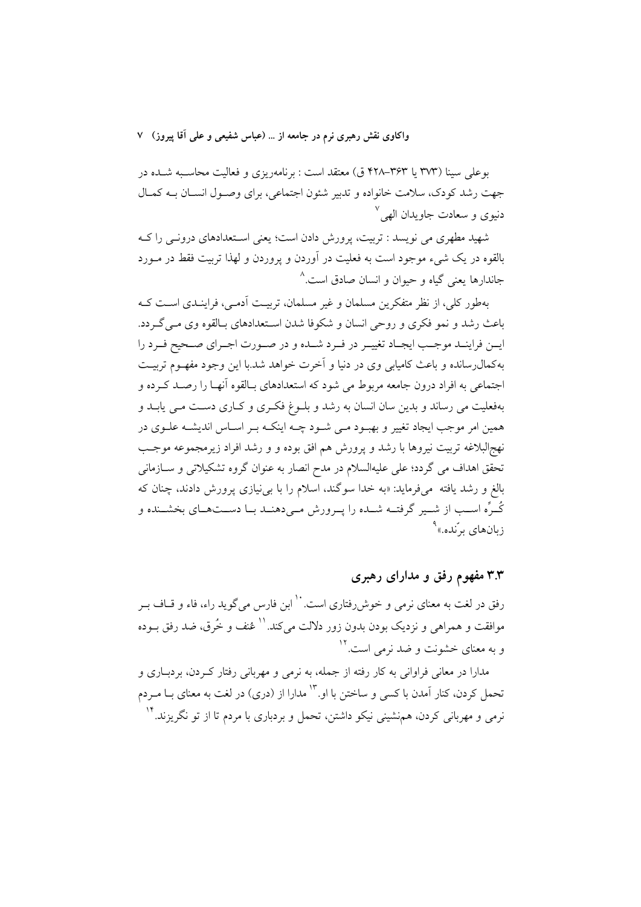بوعلی سینا (۳۷۳ یا ۳۶۳–۴۲۸ ق) معتقد است : برنامه‌ریزی و فعالیت محاسبه شده در جهت رشد کودک، سلامت خانواده و تدبیر شئون اجتماعی، برای وصول انسان به کمال دنیوی و سعادت جاویدان الهی[۷]

شهید مطهری می نویسد : تربیت، پرورش دادن است؛ یعنی استعدادهای درونی را که بالقوه در یک شیء موجود است به فعلیت در آوردن و پروردن و لهذا تربیت فقط در مورد جاندارها یعنی گیاه و حیوان و انسان صادق است.[۸]

به‌طور کلی، از نظر متفکرین مسلمان و غیر مسلمان، تربیت آدمی، فرایندی است که باعث رشد و نمو فکری و روحی انسان و شکوفا شدن استعدادهای بالقوه وی می‌گردد. این فرایند موجب ایجاد تغییر در فرد شده و در صورت اجرای صحیح فرد را به‌کمال‌رسانده و باعث کامیابی وی در دنیا و آخرت خواهد شد.با این وجود مفهوم تربیت اجتماعی به افراد درون جامعه مربوط می شود که استعدادهای بالقوه آنها را رصد کرده و به‌فعلیت می رساند و بدین سان انسان به رشد و بلوغ فکری و کاری دست می یابد و همین امر موجب ایجاد تغییر و بهبود می شود چه اینکه بر اساس اندیشه علوی در نهج‌البلاغه تربیت نیروها با رشد و پرورش هم افق بوده و و رشد افراد زیرمجموعه موجب تحقق اهداف می گردد؛ علی علیه‌السلام در مدح انصار به عنوان گروه تشکیلاتی و سازمانی بالغ و رشد یافته می‌فرماید: «به خدا سوگند، اسلام را با بی‌نیازی پرورش دادند، چنان که کُرّه اسب از شیر گرفته شده را پرورش می‌دهند با دست‌های بخشنده و زبان‌های برّنده.»[۹]

## ۳.۳ مفهوم رفق و مدارای رهبری

رفق در لغت به معنای نرمی و خوش‌رفتاری است.[۱۰] ابن فارس می‌گوید راء، فاء و قاف بر موافقت و همراهی و نزدیک بودن بدون زور دلالت می‌کند.[۱۱] عُنف و خُرق، ضد رفق بوده و به معنای خشونت و ضد نرمی است.[۱۲]

مدارا در معانی فراوانی به کار رفته از جمله، به نرمی و مهربانی رفتار کردن، بردباری و تحمل کردن، کنار آمدن با کسی و ساختن با او.[۱۳] مدارا از (دری) در لغت به معنای با مردم نرمی و مهربانی کردن، همنشینی نیکو داشتن، تحمل و بردباری با مردم تا از تو نگریزند.[۱۴]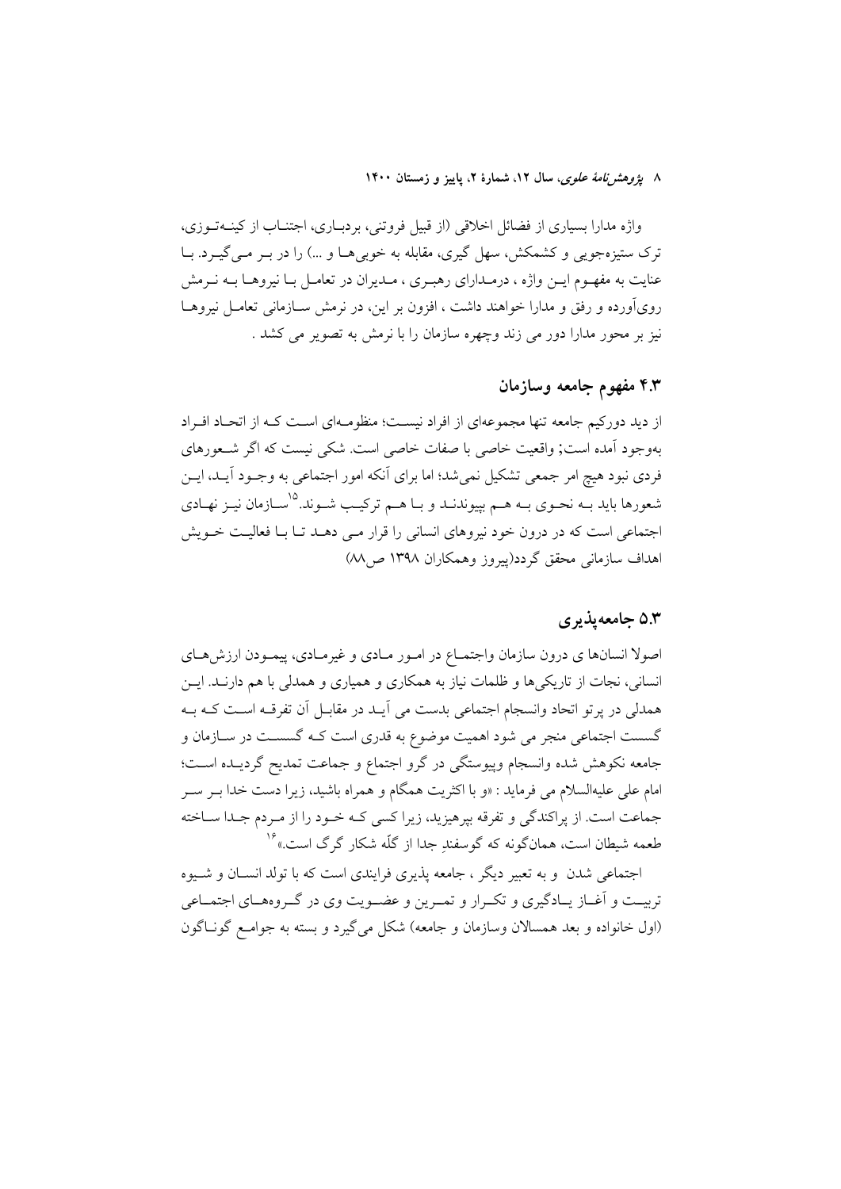واژه مدارا بسیاری از فضائل اخلاقی (از قبیل فروتنی، بردباری، اجتناب از کینه‌توزی، ترک ستیزه‌جویی و کشمکش، سهل گیری، مقابله به خوبی‌ها و ...) را در بر می‌گیرد. با عنایت به مفهوم این واژه ، درمدارای رهبری ، مدیران در تعامل با نیروها به نرمش روی‌آورده و رفق و مدارا خواهند داشت ، افزون بر این، در نرمش سازمانی تعامل نیروها نیز بر محور مدارا دور می زند وچهره سازمان را با نرمش به تصویر می کشد .

## ۴.۳ مفهوم جامعه وسازمان

از دید دورکیم جامعه تنها مجموعه‌ای از افراد نیست؛ منظومه‌ای است که از اتحاد افراد به‌وجود آمده است; واقعیت خاصی با صفات خاصی است. شکی نیست که اگر شعورهای فردی نبود هیچ امر جمعی تشکیل نمی‌شد؛ اما برای آنکه امور اجتماعی به وجود آید، این شعورها باید به نحوی به هم بپیوندند و با هم ترکیب شوند.[۱۵] سازمان نیز نهادی اجتماعی است که در درون خود نیروهای انسانی را قرار می دهد تا با فعالیت خویش اهداف سازمانی محقق گردد(پیروز وهمکاران ۱۳۹۸ ص۸۸)

## ۵.۳ جامعه‌پذیری

اصولا انسان‌ها ی درون سازمان واجتماع در امور مادی و غیرمادی، پیمودن ارزش‌های انسانی، نجات از تاریکی‌ها و ظلمات نیاز به همکاری و همیاری و همدلی با هم دارند. این همدلی در پرتو اتحاد وانسجام اجتماعی بدست می آید در مقابل آن تفرقه است که به گسست اجتماعی منجر می شود اهمیت موضوع به قدری است که گسست در سازمان و جامعه نکوهش شده وانسجام وپیوستگی در گرو اجتماع و جماعت تمدیح گردیده است؛ امام علی علیه‌السلام می فرماید : «و با اکثریت همگام و همراه باشید، زیرا دست خدا بر سر جماعت است. از پراکندگی و تفرقه بپرهیزید، زیرا کسی که خود را از مردم جدا ساخته طعمه شیطان است، همان‌گونه که گوسفندِ جدا از گلّه شکار گرگ است.»[۱۶]

اجتماعی شدن و به تعبیر دیگر ، جامعه پذیری فرایندی است که با تولد انسان و شیوه تربیت و آغاز یادگیری و تکرار و تمرین و عضویت وی در گروه‌های اجتماعی (اول خانواده و بعد همسالان وسازمان و جامعه) شکل می‌گیرد و بسته به جوامع گوناگون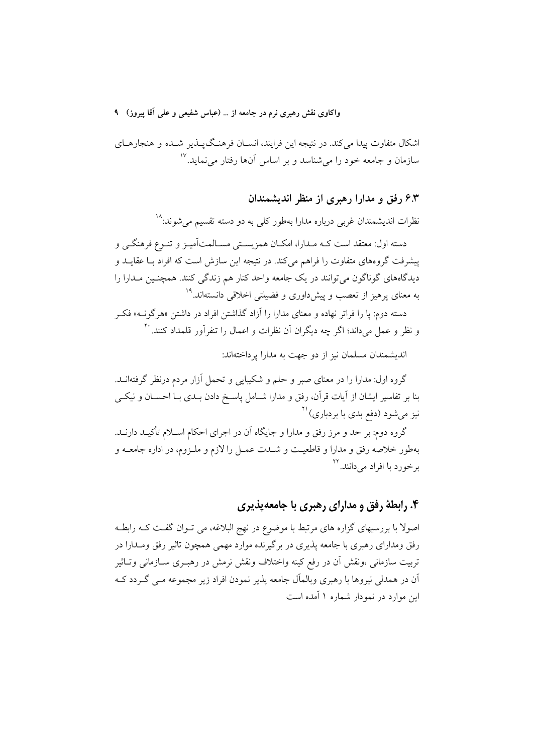اشکال متفاوت پیدا می‌کند. در نتیجه این فرایند، انسان فرهنگ‌پذیر شده و هنجارهای سازمان و جامعه خود را می‌شناسد و بر اساس آن‌ها رفتار می‌نماید.[17]

### ۶.۳ رفق و مدارا رهبری از منظر اندیشمندان

نظرات اندیشمندان غربی درباره مدارا به‌طور کلی به دو دسته تقسیم می‌شوند:[18]

دسته اول: معتقد است کـه مـدارا، امکـان همزیسـتی مسـالمت‌آمیـز و تنـوع فرهنگـی و پیشرفت گروه‌های متفاوت را فراهم می‌کند. در نتیجه این سازش است که افراد بـا عقایـد و دیدگاه‌های گوناگون می‌توانند در یک جامعه واحد کنار هم زندگی کنند. همچنـین مـدارا را به معنای پرهیز از تعصب و پیش‌داوری و فضیلتی اخلاقی دانسته‌اند.[19]

دسته دوم: پا را فراتر نهاده و معنای مدارا را آزاد گذاشتن افراد در داشتن «هرگونـه» فکـر و نظر و عمل می‌داند؛ اگر چه دیگران آن نظرات و اعمال را تنفرآور قلمداد کنند.[20]

اندیشمندان مسلمان نیز از دو جهت به مدارا پرداخته‌اند:

گروه اول: مدارا را در معنای صبر و حلم و شکیبایی و تحمل آزار مردم درنظر گرفته‌انـد. بنا بر تفاسیر ایشان از آیات قرآن، رفق و مدارا شـامل پاسـخ دادن بـدی بـا احسـان و نیکـی نیز می‌شود (دفع بدی با بردباری)[21]

گروه دوم: بر حد و مرز رفق و مدارا و جایگاه آن در اجرای احکام اسـلام تأکیـد دارنـد. به‌طور خلاصه رفق و مدارا و قاطعیـت و شـدت عمـل را لازم و ملـزوم، در اداره جامعـه و برخورد با افراد می‌دانند.[22]

## ۴. رابطهٔ رفق و مدارای رهبری با جامعه‌پذیری

اصولا با بررسیهای گزاره های مرتبط با موضوع در نهج البلاغه، می تـوان گفـت کـه رابطـه رفق ومدارای رهبری با جامعه پذیری در برگیرنده موارد مهمی همچون تاثیر رفق ومـدارا در تربیت سازمانی ،ونقش آن در رفع کینه واختلاف ونقش نرمش در رهبـری سـازمانی وتـاثیر آن در همدلی نیروها با رهبری وبالمآل جامعه پذیر نمودن افراد زیر مجموعه مـی گـردد کـه این موارد در نمودار شماره ۱ آمده است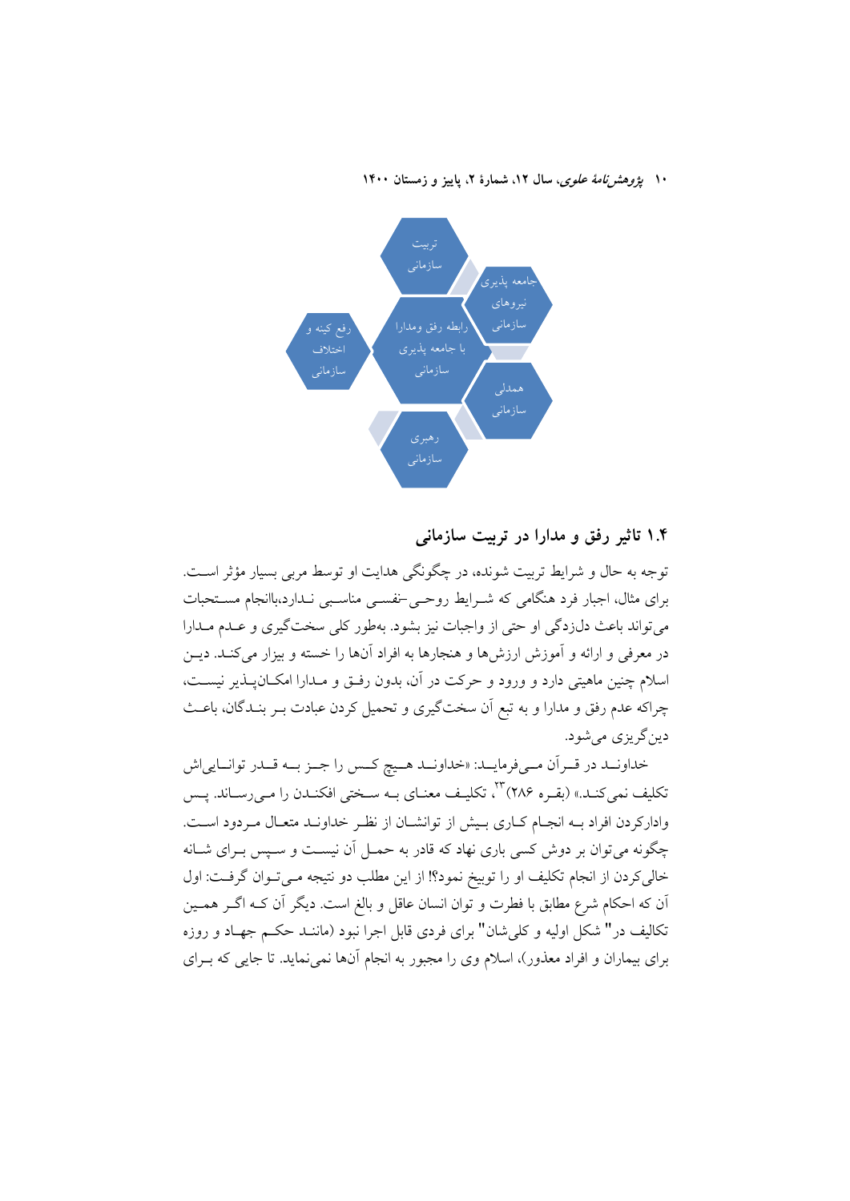تربیت سازمانی

جامعه پذیری نیروهای سازمانی

رفع کینه و اختلاف سازمانی

رابطه رفق ومدارا با جامعه پذیری سازمانی

همدلی سازمانی

رهبری سازمانی

## ۱.۴ تاثیر رفق و مدارا در تربیت سازمانی

توجه به حال و شرایط تربیت شونده، در چگونگی هدایت او توسط مربی بسیار مؤثر است. برای مثال، اجبار فرد هنگامی که شرایط روحی-نفسی مناسبی ندارد،باانجام مستحبات می‌تواند باعث دلزدگی او حتی از واجبات نیز بشود. به‌طور کلی سخت‌گیری و عدم مدارا در معرفی و ارائه و آموزش ارزش‌ها و هنجارها به افراد آن‌ها را خسته و بیزار می‌کند. دین اسلام چنین ماهیتی دارد و ورود و حرکت در آن، بدون رفق و مدارا امکان‌پذیر نیست، چراکه عدم رفق و مدارا و به تبع آن سخت‌گیری و تحمیل کردن عبادت بر بندگان، باعث دین‌گریزی می‌شود.

خداوند در قرآن می‌فرماید: «خداوند هیچ کس را جز به قدر توانایی‌اش تکلیف نمی‌کند.» (بقره ۲۸۶)[۲۳]، تکلیف معنای به سختی افکندن را می‌رساند. پس وادارکردن افراد به انجام کاری بیش از توانشان از نظر خداوند متعال مردود است. چگونه می‌توان بر دوش کسی باری نهاد که قادر به حمل آن نیست و سپس برای شانه خالی‌کردن از انجام تکلیف او را توبیخ نمود؟! از این مطلب دو نتیجه می‌توان گرفت: اول آن که احکام شرع مطابق با فطرت و توان انسان عاقل و بالغ است. دیگر آن که اگر همین تکالیف در" شکل اولیه و کلی‌شان" برای فردی قابل اجرا نبود (مانند حکم جهاد و روزه برای بیماران و افراد معذور)، اسلام وی را مجبور به انجام آن‌ها نمی‌نماید. تا جایی که برای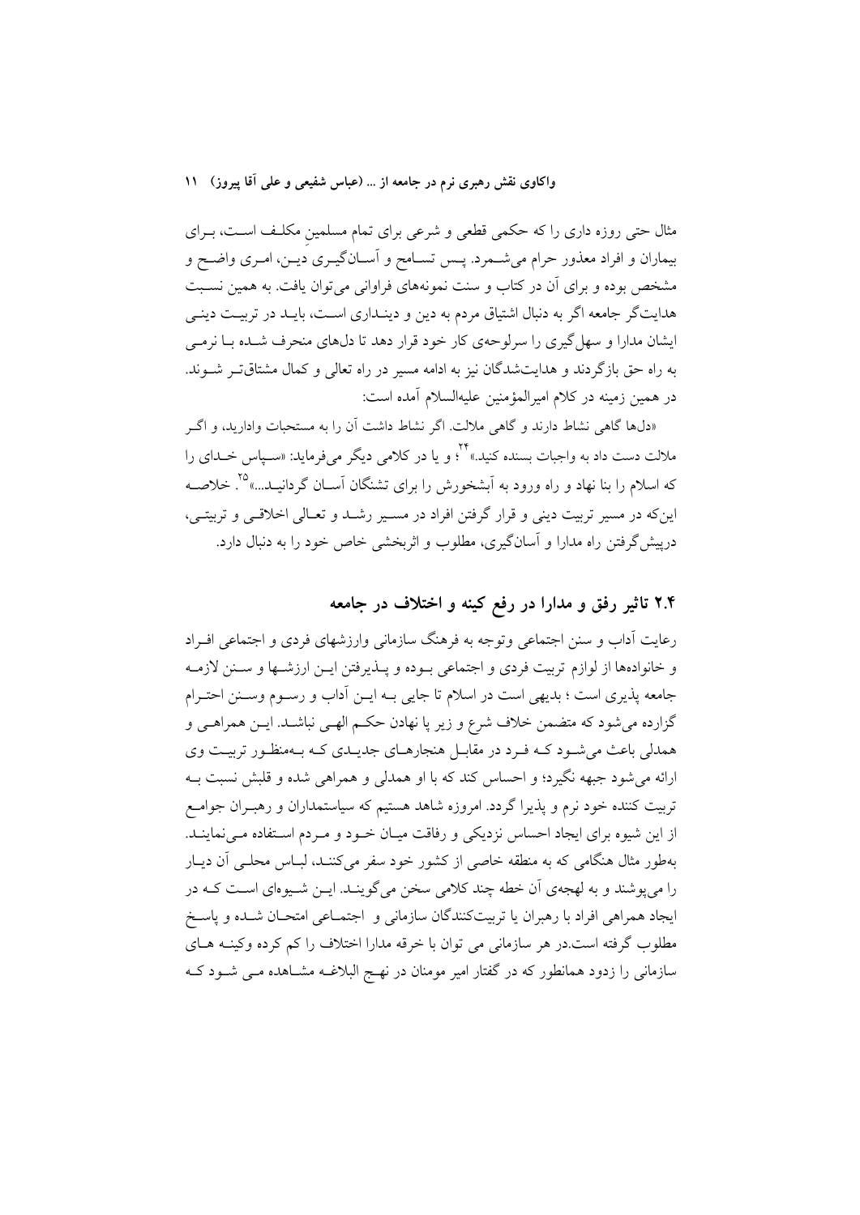مثال حتی روزه داری را که حکمی قطعی و شرعی برای تمام مسلمینِ مکلف است، برای بیماران و افراد معذور حرام می‌شمرد. پس تسامح و آسان‌گیری دین، امری واضح و مشخص بوده و برای آن در کتاب و سنت نمونه‌های فراوانی می‌توان یافت. به همین نسبت هدایت‌گر جامعه اگر به دنبال اشتیاق مردم به دین و دینداری است، باید در تربیت دینی ایشان مدارا و سهل‌گیری را سرلوحه‌ی کار خود قرار دهد تا دل‌های منحرف شده با نرمی به راه حق بازگردند و هدایت‌شدگان نیز به ادامه مسیر در راه تعالی و کمال مشتاق‌تر شوند. در همین زمینه در کلام امیرالمؤمنین علیه‌السلام آمده است:

«دل‌ها گاهی نشاط دارند و گاهی ملالت. اگر نشاط داشت آن را به مستحبات وادارید، و اگر ملالت دست داد به واجبات بسنده کنید.»[۲۴]؛ و یا در کلامی دیگر می‌فرماید: «سپاس خدای را که اسلام را بنا نهاد و راه ورود به آبشخورش را برای تشنگان آسان گردانید...»[۲۵]. خلاصه این‌که در مسیر تربیت دینی و قرار گرفتن افراد در مسیر رشد و تعالی اخلاقی و تربیتی، درپیش‌گرفتن راه مدارا و آسان‌گیری، مطلوب و اثربخشی خاص خود را به دنبال دارد.

## ۲.۴ تاثیر رفق و مدارا در رفع کینه و اختلاف در جامعه

رعایت آداب و سنن اجتماعی وتوجه به فرهنگ سازمانی وارزشهای فردی و اجتماعی افراد و خانواده‌ها از لوازم تربیت فردی و اجتماعی بوده و پذیرفتن این ارزشها و سنن لازمه جامعه پذیری است ؛ بدیهی است در اسلام تا جایی به این آداب و رسوم وسنن احترام گزارده می‌شود که متضمن خلاف شرع و زیر پا نهادن حکم الهی نباشد. این همراهی و همدلی باعث می‌شود که فرد در مقابل هنجارهای جدیدی که به‌منظور تربیت وی ارائه می‌شود جبهه نگیرد؛ و احساس کند که با او همدلی و همراهی شده و قلبش نسبت به تربیت کننده خود نرم و پذیرا گردد. امروزه شاهد هستیم که سیاستمداران و رهبران جوامع از این شیوه برای ایجاد احساس نزدیکی و رفاقت میان خود و مردم استفاده می‌نمایند. به‌طور مثال هنگامی که به منطقه خاصی از کشور خود سفر می‌کنند، لباس محلی آن دیار را می‌پوشند و به لهجه‌ی آن خطه چند کلامی سخن می‌گویند. این شیوه‌ای است که در ایجاد همراهی افراد با رهبران یا تربیت‌کنندگان سازمانی و اجتماعی امتحان شده و پاسخ مطلوب گرفته است.در هر سازمانی می توان با خرقه مدارا اختلاف را کم کرده وکینه های سازمانی را زدود همانطور که در گفتار امیر مومنان در نهج البلاغه مشاهده می شود که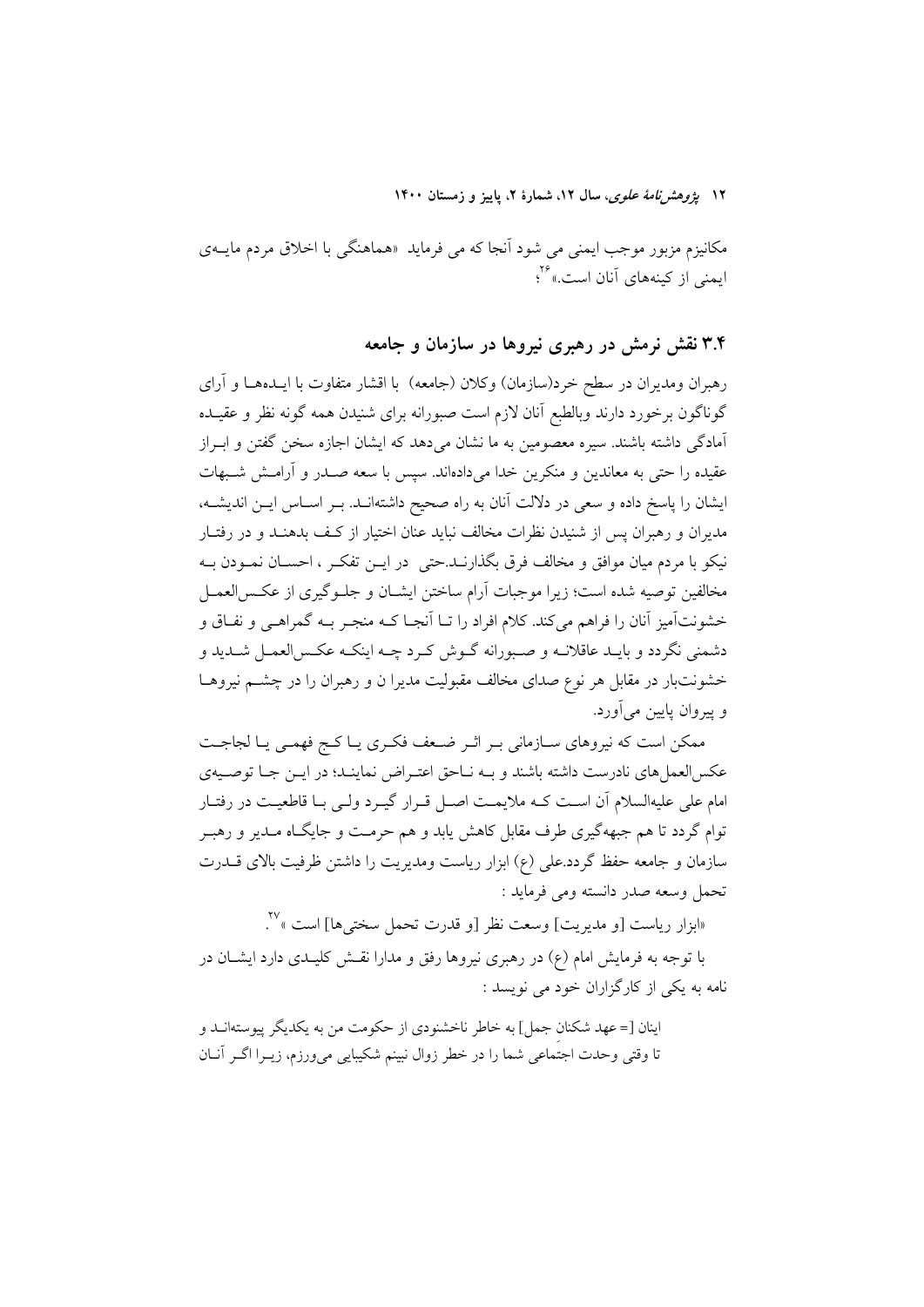مکانیزم مزبور موجب ایمنی می شود آنجا که می فرماید «هماهنگی با اخلاق مردم مایـه‌ی ایمنی از کینه‌های آنان است.»[26]؛

## ۳.۴ نقش نرمش در رهبری نیروها در سازمان و جامعه

رهبران ومدیران در سطح خرد(سازمان) وکلان (جامعه) با اقشار متفاوت با ایـده‌هـا و آرای گوناگون برخورد دارند وبالطبع آنان لازم است صبورانه برای شنیدن همه گونه نظر و عقیـده آمادگی داشته باشند. سیره معصومین به ما نشان می‌دهد که ایشان اجازه سخن گفتن و ابـراز عقیده را حتی به معاندین و منکرین خدا می‌داده‌اند. سپس با سعه صـدر و آرامـش شـبهات ایشان را پاسخ داده و سعی در دلالت آنان به راه صحیح داشته‌انـد. بـر اسـاس ایـن اندیشـه، مدیران و رهبران پس از شنیدن نظرات مخالف نباید عنان اختیار از کـف بدهنـد و در رفتـار نیکو با مردم میان موافق و مخالف فرق بگذارنـد.حتی در ایـن تفکـر ، احسـان نمـودن بـه مخالفین توصیه شده است؛ زیرا موجبات آرام ساختن ایشـان و جلـوگیری از عکـس‌العمـل خشونت‌آمیز آنان را فراهم می‌کند. کلام افراد را تـا آنجـا کـه منجـر بـه گمراهـی و نفـاق و دشمنی نگردد و بایـد عاقلانـه و صـبورانه گـوش کـرد چـه اینکـه عکـس‌العمـل شـدید و خشونت‌بار در مقابل هر نوع صدای مخالف مقبولیت مدیرا ن و رهبران را در چشـم نیروهـا و پیروان پایین می‌آورد.

ممکن است که نیروهای سـازمانی بـر اثـر ضـعف فکـری یـا کـج فهمـی یـا لجاجـت عکس‌العمل‌های نادرست داشته باشند و بـه نـاحق اعتـراض نماینـد؛ در ایـن جـا توصـیه‌ی امام علی علیه‌السلام آن اسـت کـه ملایمـت اصـل قـرار گیـرد ولـی بـا قاطعیـت در رفتـار توام گردد تا هم جبهه‌گیری طرف مقابل کاهش یابد و هم حرمـت و جایگـاه مـدیر و رهبـر سازمان و جامعه حفظ گردد.علی (ع) ابزار ریاست ومدیریت را داشتن ظرفیت بالای قـدرت تحمل وسعه صدر دانسته ومی فرماید :

«ابزار ریاست [و مدیریت] وسعت نظر [و قدرت تحمل سختی‌ها] است »[27].

با توجه به فرمایش امام (ع) در رهبری نیروها رفق و مدارا نقـش کلیـدی دارد ایشـان در نامه به یکی از کارگزاران خود می نویسد :

> اینان [= عهد شکنان جمل] به خاطر ناخشنودی از حکومت من به یکدیگر پیوسته‌انـد و تا وقتی وحدت اجتماعی شما را در خطر زوال نبینم شکیبایی می‌ورزم، زیـرا اگـر آنـان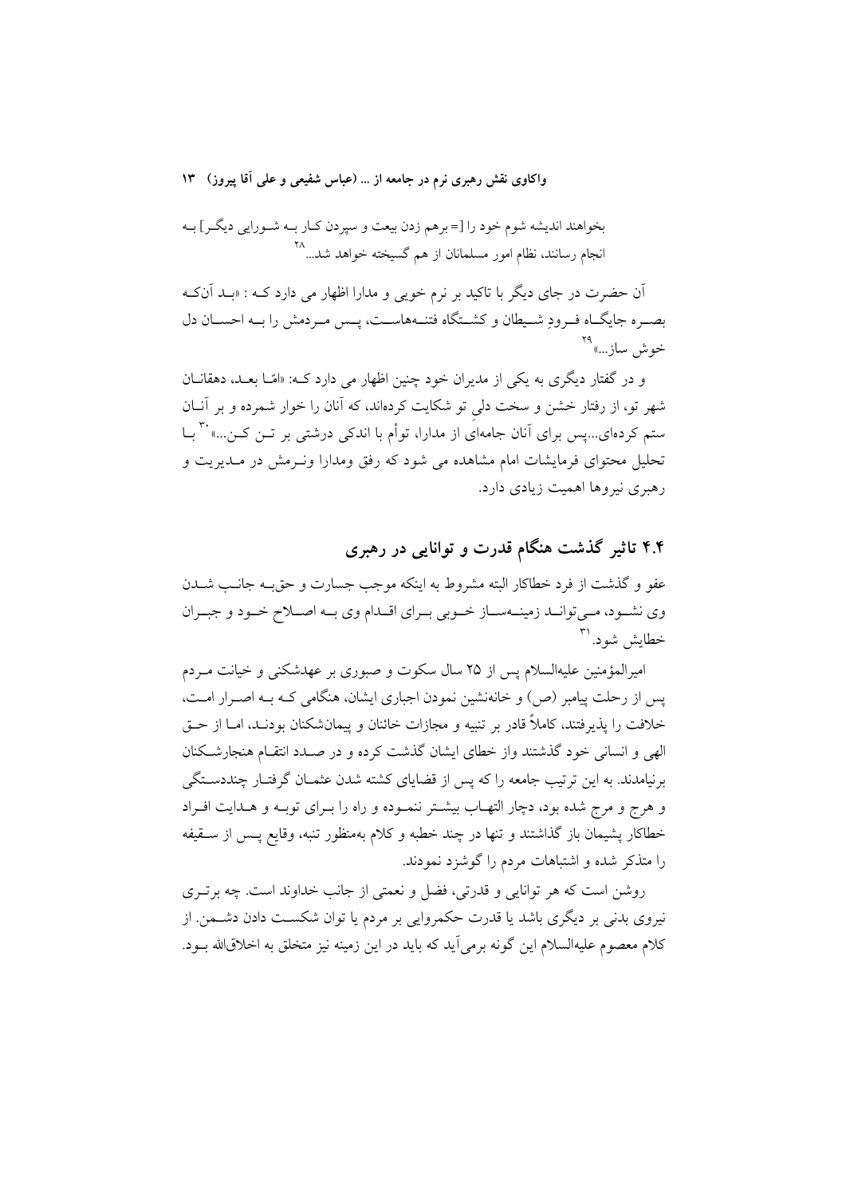بخواهند اندیشه شوم خود را [= برهم زدن بیعت و سپردن کار به شورایی دیگر] به انجام رسانند، نظام امور مسلمانان از هم گسیخته خواهد شد...[28]

آن حضرت در جای دیگر با تاکید بر نرم خویی و مدارا اظهار می دارد که : «بعد آنکه بصره جایگاه فرودِ شیطان و کشتگاه فتنه‌هاست، پس مردمش را به احسان دل خوش ساز...»[29]

و در گفتار دیگری به یکی از مدیران خود چنین اظهار می دارد که: «امّا بعد، دهقانان شهر تو، از رفتار خشن و سخت دلیِ تو شکایت کرده‌اند، که آنان را خوار شمرده و بر آنان ستم کرده‌ای...پس برای آنان جامه‌ای از مدارا، توأم با اندکی درشتی بر تن کن...»[30] با تحلیل محتوای فرمایشات امام مشاهده می شود که رفق ومدارا ونرمش در مدیریت و رهبری نیروها اهمیت زیادی دارد.

## ۴.۴ تاثیر گذشت هنگام قدرت و توانایی در رهبری

عفو و گذشت از فرد خطاکار البته مشروط به اینکه موجب جسارت و حق‌به جانب شدن وی نشود، می‌تواند زمینه‌ساز خوبی برای اقدام وی به اصلاح خود و جبران خطایش شود.[31]

امیرالمؤمنین علیه‌السلام پس از ۲۵ سال سکوت و صبوری بر عهدشکنی و خیانت مردم پس از رحلت پیامبر (ص) و خانه‌نشین نمودن اجباری ایشان، هنگامی که به اصرار امت، خلافت را پذیرفتند، کاملاً قادر بر تنبیه و مجازات خائنان و پیمان‌شکنان بودند، اما از حق الهی و انسانی خود گذشتند واز خطای ایشان گذشت کرده و در صدد انتقام هنجارشکنان برنیامدند. به این ترتیب جامعه را که پس از قضایای کشته شدن عثمان گرفتار چنددستگی و هرج و مرج شده بود، دچار التهاب بیشتر ننموده و راه را برای توبه و هدایت افراد خطاکار پشیمان باز گذاشتند و تنها در چند خطبه و کلام به‌منظور تنبه، وقایع پس از سقیفه را متذکر شده و اشتباهات مردم را گوشزد نمودند.

روشن است که هر توانایی و قدرتی، فضل و نعمتی از جانب خداوند است. چه برتری نیروی بدنی بر دیگری باشد یا قدرت حکمروایی بر مردم یا توان شکست دادن دشمن. از کلام معصوم علیه‌السلام این گونه برمی‌آید که باید در این زمینه نیز متخلق به اخلاق‌الله بود.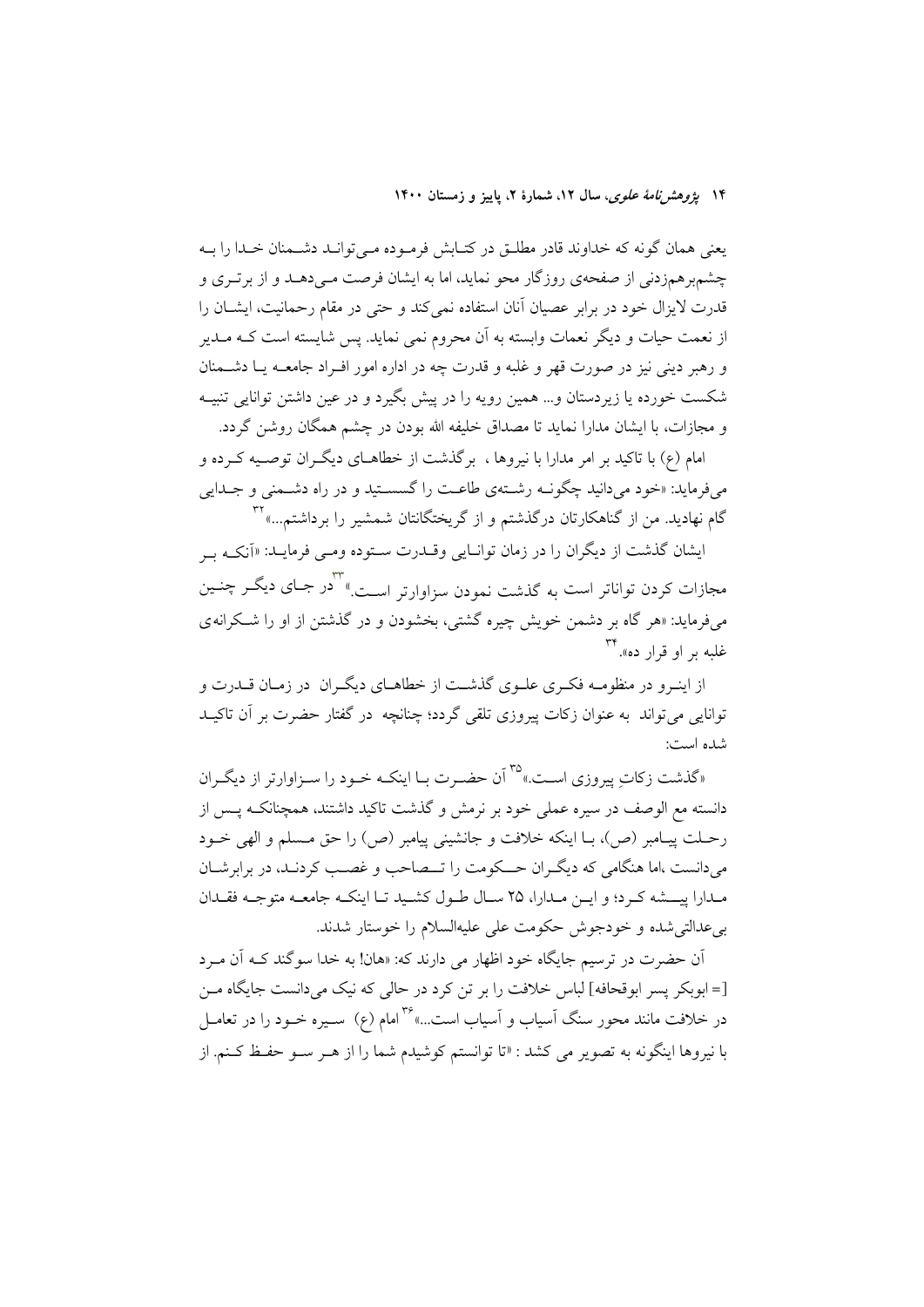یعنی همان گونه که خداوند قادر مطلق در کتابش فرموده می‌تواند دشمنان خدا را به چشم‌برهم‌زدنی از صفحه‌ی روزگار محو نماید، اما به ایشان فرصت می‌دهد و از برتری و قدرت لایزال خود در برابر عصیان آنان استفاده نمی‌کند و حتی در مقام رحمانیت، ایشان را از نعمت حیات و دیگر نعمات وابسته به آن محروم نمی نماید. پس شایسته است که مدیر و رهبر دینی نیز در صورت قهر و غلبه و قدرت چه در اداره امور افراد جامعه یا دشمنان شکست خورده یا زیردستان و... همین رویه را در پیش بگیرد و در عین داشتن توانایی تنبیه و مجازات، با ایشان مدارا نماید تا مصداق خلیفه الله بودن در چشم همگان روشن گردد.

امام (ع) با تاکید بر امر مدارا با نیروها ، برگذشت از خطاهای دیگران توصیه کرده و می‌فرماید: «خود می‌دانید چگونه رشته‌ی طاعت را گسستید و در راه دشمنی و جدایی گام نهادید. من از گناهکارتان درگذشتم و از گریختگانتان شمشیر را برداشتم...»[32]

ایشان گذشت از دیگران را در زمان توانایی وقدرت ستوده ومی فرماید: «آنکه بر مجازات کردن تواناتر است به گذشت نمودن سزاوارتر است.»[33] در جای دیگر چنین می‌فرماید: «هر گاه بر دشمن خویش چیره گشتی، بخشودن و در گذشتن از او را شکرانه‌ی غلبه بر او قرار ده».[34]

از اینرو در منظومه فکری علوی گذشت از خطاهای دیگران در زمان قدرت و توانایی می‌تواند به عنوان زکات پیروزی تلقی گردد؛ چنانچه در گفتار حضرت بر آن تاکید شده است:

«گذشت زکاتِ پیروزی است.»[35] آن حضرت با اینکه خود را سزاوارتر از دیگران دانسته مع الوصف در سیره عملی خود بر نرمش و گذشت تاکید داشتند، همچنانکه پس از رحلت پیامبر (ص)، با اینکه خلافت و جانشینی پیامبر (ص) را حق مسلم و الهی خود می‌دانست ،اما هنگامی که دیگران حکومت را تصاحب و غصب کردند، در برابرشان مدارا پیشه کرد؛ و این مدارا، ۲۵ سال طول کشید تا اینکه جامعه متوجه فقدان بی‌عدالتی‌شده و خودجوش حکومت علی علیه‌السلام را خوستار شدند.

آن حضرت در ترسیم جایگاه خود اظهار می دارند که: «هان! به خدا سوگند که آن مرد [= ابوبکر پسر ابوقحافه] لباس خلافت را بر تن کرد در حالی که نیک می‌دانست جایگاه من در خلافت مانند محور سنگ آسیاب و آسیاب است...»[36] امام (ع) سیره خود را در تعامل با نیروها اینگونه به تصویر می کشد : «تا توانستم کوشیدم شما را از هر سو حفظ کنم. از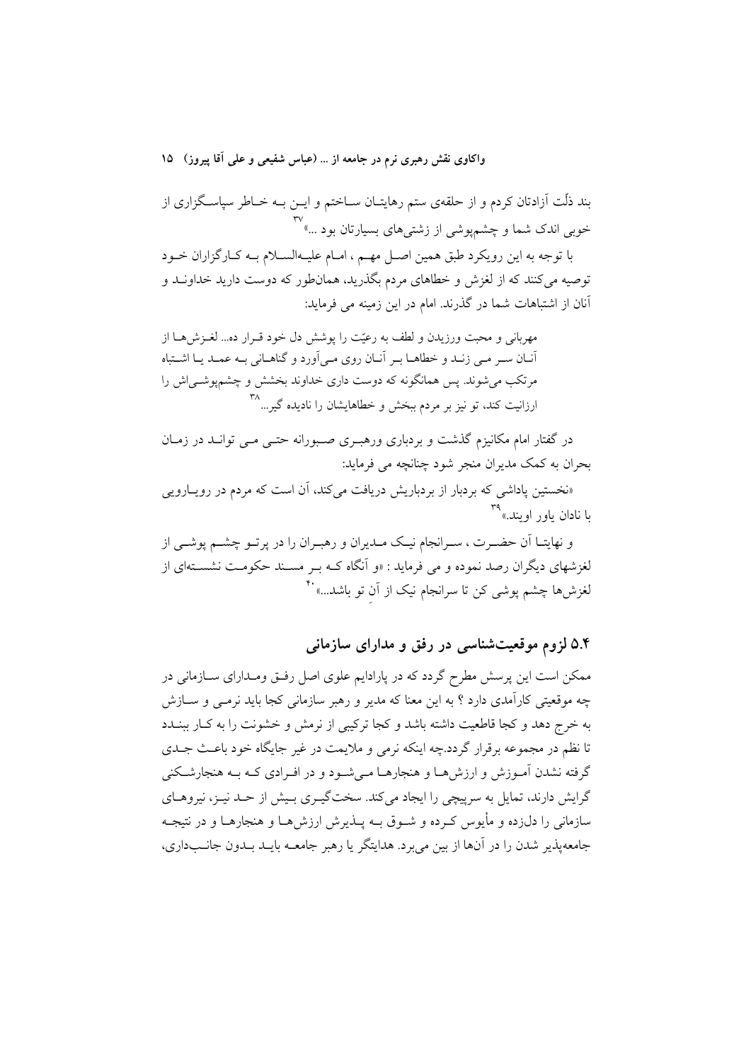بند ذلّت آزادتان کردم و از حلقه‌ی ستم رهایتـان سـاختم و ایـن بـه خـاطر سپاسـگزاری از خوبی اندک شما و چشم‌پوشی از زشتی‌های بسیارتان بود ...»[37]

با توجه به این رویکرد طبق همین اصـل مهـم ، امـام علیه‌السـلام بـه کـارگزاران خـود توصیه می‌کنند که از لغزش و خطاهای مردم بگذرید، همان‌طور که دوست دارید خداونـد و آنان از اشتباهات شما در گذرند. امام در این زمینه می فرماید:

> مهربانی و محبت ورزیدن و لطف به رعیّت را پوشش دل خود قـرار ده... لغـزش‌هـا از آنـان سـر مـی زنـد و خطاهـا بـر آنـان روی مـی‌آورد و گناهـانی بـه عمـد یـا اشـتباه مرتکب می‌شوند. پس همانگونه که دوست داری خداوند بخشش و چشم‌پوشـی‌اش را ارزانیت کند، تو نیز بر مردم ببخش و خطاهایشان را نادیده گیر...[38]

در گفتار امام مکانیزم گذشت و بردباری ورهبـری صـبورانه حتـی مـی توانـد در زمـان بحران به کمک مدیران منجر شود چنانچه می فرماید:

«نخستین پاداشی که بردبار از بردباریش دریافت می‌کند، آن است که مردم در رویـارویی با نادان یاور اویند.»[39]

و نهایتـا آن حضـرت ، سـرانجام نیـک مـدیران و رهبـران را در پرتـو چشـم پوشـی از لغزشهای دیگران رصد نموده و می فرماید : «و آنگاه کـه بـر مسـند حکومـت نشسـته‌ای از لغزش‌ها چشم پوشی کن تا سرانجام نیک از آنِ تو باشد...»[40]

## ۵.۴ لزوم موقعیت‌شناسی در رفق و مدارای سازمانی

ممکن است این پرسش مطرح گردد که در پارادایم علوی اصل رفـق ومـدارای سـازمانی در چه موقعیتی کارآمدی دارد ؟ به این معنا که مدیر و رهبر سازمانی کجا باید نرمـی و سـازش به خرج دهد و کجا قاطعیت داشته باشد و کجا ترکیبی از نرمش و خشونت را به کـار ببنـدد تا نظم در مجموعه برقرار گردد.چه اینکه نرمی و ملایمت در غیر جایگاه خود باعـث جـدی گرفته نشدن آمـوزش و ارزش‌هـا و هنجارهـا مـی‌شـود و در افـرادی کـه بـه هنجارشـکنی گرایش دارند، تمایل به سرپیچی را ایجاد می‌کند. سخت‌گیـری بـیش از حـد نیـز، نیروهـای سازمانی را دلزده و مأیوس کـرده و شـوق بـه پـذیرش ارزش‌هـا و هنجارهـا و در نتیجـه جامعه‌پذیر شدن را در آن‌ها از بین می‌برد. هدایتگر یا رهبر جامعـه بایـد بـدون جانـب‌داری،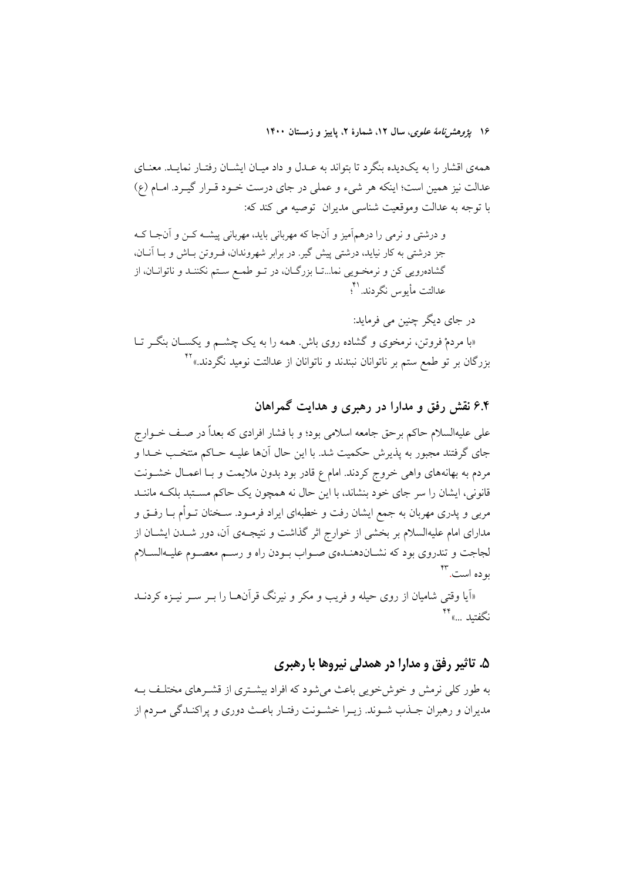همه‌ی اقشار را به یک‌دیده بنگرد تا بتواند به عدل و داد میان ایشان رفتار نماید. معنای عدالت نیز همین است؛ اینکه هر شیء و عملی در جای درست خود قرار گیرد. امام (ع) با توجه به عدالت وموقعیت شناسی مدیران توصیه می کند که:

> و درشتی و نرمی را درهم‌آمیز و آن‌جا که مهربانی باید، مهربانی پیشه کن و آن‌جا که جز درشتی به کار نیاید، درشتی پیش گیر. در برابر شهروندان، فروتن باش و با آنان، گشاده‌رویی کن و نرمخویی نما...تا بزرگان، در تو طمع ستم نکنند و ناتوانان، از عدالتت مأیوس نگردند.[41]؛

در جای دیگر چنین می فرماید:

«با مردمْ فروتن، نرمخوی و گشاده روی باش. همه را به یک چشم و یکسان بنگر تا بزرگان بر تو طمع ستم بر ناتوانان نبندند و ناتوانان از عدالتت نومید نگردند.»[42]

## ۶.۴ نقش رفق و مدارا در رهبری و هدایت گمراهان

علی علیه‌السلام حاکم برحق جامعه اسلامی بود؛ و با فشار افرادی که بعداً در صف خوارج جای گرفتند مجبور به پذیرش حکمیت شد. با این حال آن‌ها علیه حاکم منتخب خدا و مردم به بهانه‌های واهی خروج کردند. امام ع قادر بود بدون ملایمت و با اعمال خشونت قانونی، ایشان را سر جای خود بنشاند، با این حال نه همچون یک حاکم مستبد بلکه مانند مربی و پدری مهربان به جمع ایشان رفت و خطبه‌ای ایراد فرمود. سخنان توأم با رفق و مدارای امام علیه‌السلام بر بخشی از خوارج اثر گذاشت و نتیجه‌ی آن، دور شدن ایشان از لجاجت و تندروی بود که نشان‌دهنده‌ی صواب بودن راه و رسم معصوم علیه‌السلام بوده است.[43]

«آیا وقتی شامیان از روی حیله و فریب و مکر و نیرنگ قرآن‌ها را بر سر نیزه کردند نگفتید ...»[44]

## ۵. تاثیر رفق و مدارا در همدلی نیروها با رهبری

به طور کلی نرمش و خوش‌خویی باعث می‌شود که افراد بیشتری از قشرهای مختلف به مدیران و رهبران جذب شوند. زیرا خشونت رفتار باعث دوری و پراکندگی مردم از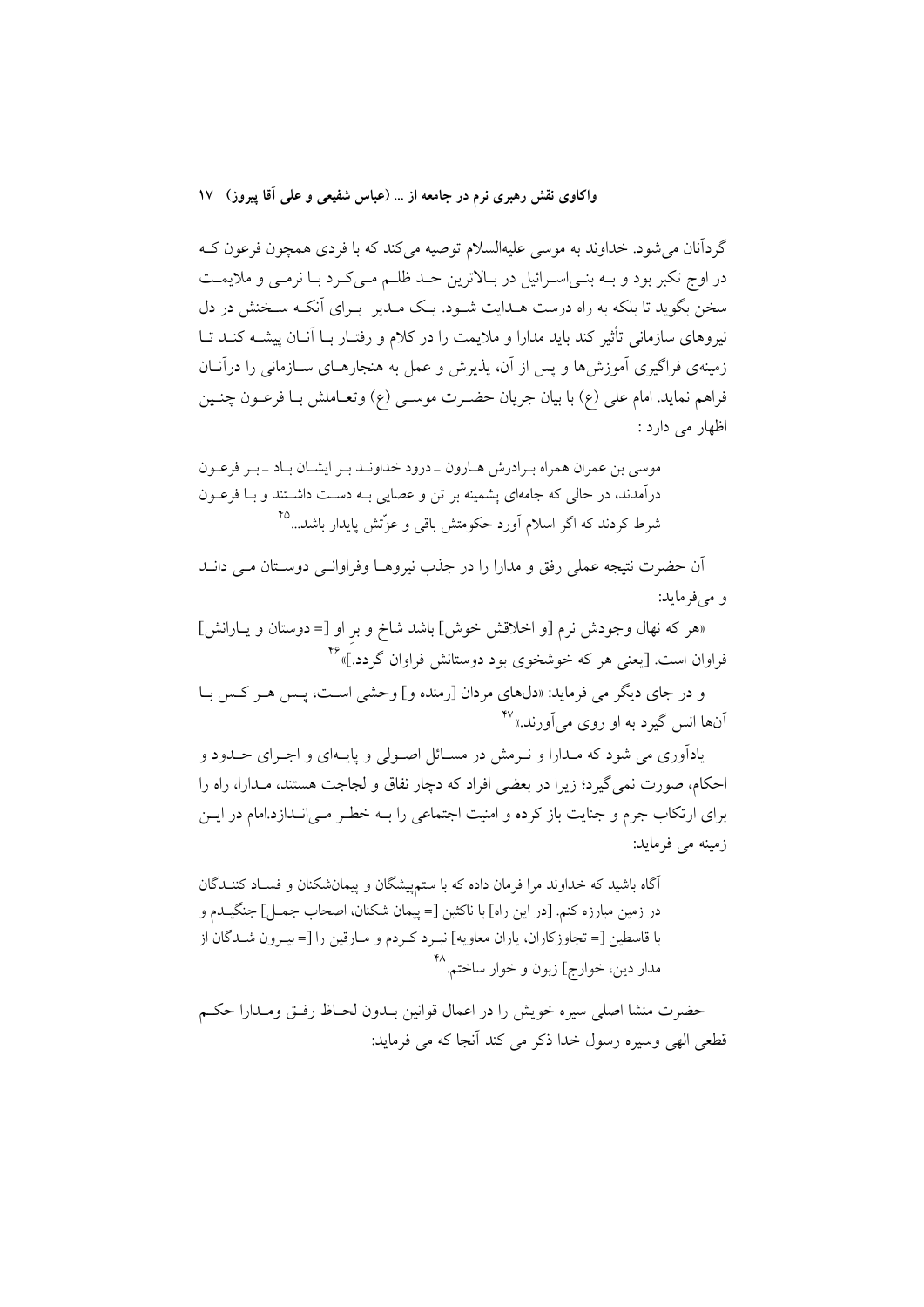گردآنان می‌شود. خداوند به موسی علیه‌السلام توصیه می‌کند که با فردی همچون فرعون که در اوج تکبر بود و به بنی‌اسرائیل در بالاترین حد ظلم می‌کرد با نرمی و ملایمت سخن بگوید تا بلکه به راه درست هدایت شود. یک مدیر برای آنکه سخنش در دل نیروهای سازمانی تأثیر کند باید مدارا و ملایمت را در کلام و رفتار با آنان پیشه کند تا زمینه‌ی فراگیری آموزش‌ها و پس از آن، پذیرش و عمل به هنجارهای سازمانی را درآنان فراهم نماید. امام علی (ع) با بیان جریان حضرت موسی (ع) وتعاملش با فرعون چنین اظهار می دارد :

> موسی بن عمران همراه برادرش هارون ـ درود خداوند بر ایشان باد ـ بر فرعون درآمدند، در حالی که جامه‌ای پشمینه بر تن و عصایی به دست داشتند و با فرعون شرط کردند که اگر اسلام آورد حکومتش باقی و عزّتش پایدار باشد...[45]

آن حضرت نتیجه عملی رفق و مدارا را در جذب نیروها وفراوانی دوستان می داند و می‌فرماید:

«هر که نهال وجودش نرم [و اخلاقش خوش] باشد شاخ و بر او [= دوستان و یارانش] فراوان است. [یعنی هر که خوشخوی بود دوستانش فراوان گردد.]»[46]

و در جای دیگر می فرماید: «دل‌های مردان [رمنده و] وحشی است، پس هر کس با آنها انس گیرد به او روی می‌آورند.»[47]

یادآوری می شود که مدارا و نرمش در مسائل اصولی و پایه‌ای و اجرای حدود و احکام، صورت نمی‌گیرد؛ زیرا در بعضی افراد که دچار نفاق و لجاجت هستند، مدارا، راه را برای ارتکاب جرم و جنایت باز کرده و امنیت اجتماعی را به خطر می‌اندازد.امام در این زمینه می فرماید:

> آگاه باشید که خداوند مرا فرمان داده که با ستم‌پیشگان و پیمان‌شکنان و فساد کنندگان در زمین مبارزه کنم. [در این راه] با ناکثین [= پیمان شکنان، اصحاب جمل] جنگیدم و با قاسطین [= تجاوزکاران، یاران معاویه] نبرد کردم و مارقین را [= بیرون شدگان از مدار دین، خوارج] زبون و خوار ساختم.[48]

حضرت منشا اصلی سیره خویش را در اعمال قوانین بدون لحاظ رفق ومدارا حکم قطعی الهی وسیره رسول خدا ذکر می کند آنجا که می فرماید: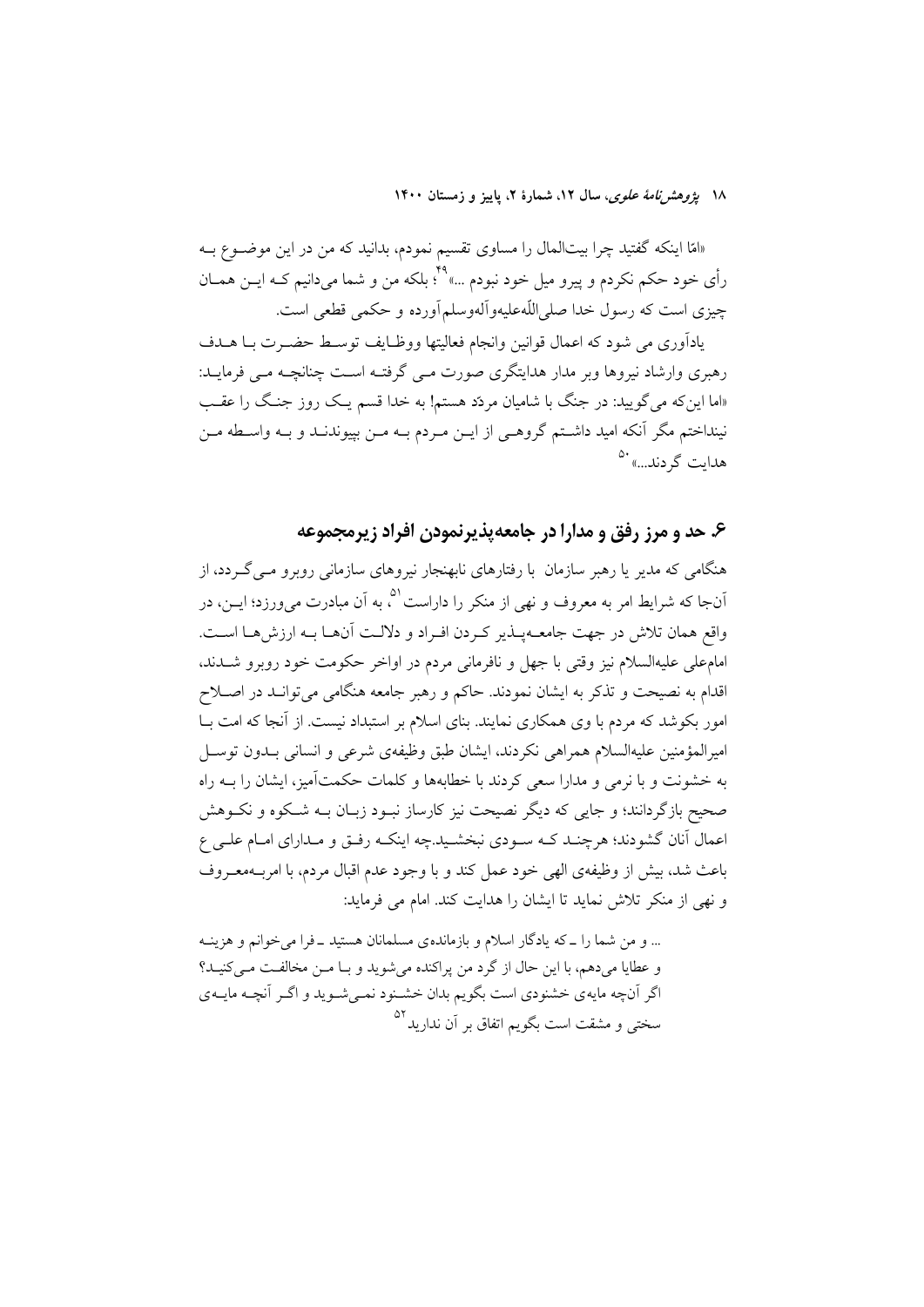«امّا اینکه گفتید چرا بیت‌المال را مساوی تقسیم نمودم، بدانید که من در این موضوع به رأی خود حکم نکردم و پیرو میل خود نبودم ...»[49]؛ بلکه من و شما می‌دانیم که این همان چیزی است که رسول خدا صلی‌اللّه‌علیه‌وآله‌وسلم‌آورده و حکمی قطعی است.

یادآوری می شود که اعمال قوانین وانجام فعالیتها ووظایف توسط حضرت با هدف رهبری وارشاد نیروها وبر مدار هدایتگری صورت می گرفته است چنانچه می فرماید: «اما این‌که می‌گویید: در جنگ با شامیان مردّد هستم! به خدا قسم یک روز جنگ را عقب نینداختم مگر آنکه امید داشتم گروهی از این مردم به من بپیوندند و به واسطه من هدایت گردند...»[50]

## ۶. حد و مرز رفق و مدارا در جامعه‌پذیرنمودن افراد زیرمجموعه

هنگامی که مدیر یا رهبر سازمان با رفتارهای نابهنجار نیروهای سازمانی روبرو می‌گردد، از آن‌جا که شرایط امر به معروف و نهی از منکر را داراست[51]، به آن مبادرت می‌ورزد؛ این، در واقع همان تلاش در جهت جامعه‌پذیر کردن افراد و دلالت آن‌ها به ارزش‌ها است. امام‌علی علیه‌السلام نیز وقتی با جهل و نافرمانی مردم در اواخر حکومت خود روبرو شدند، اقدام به نصیحت و تذکر به ایشان نمودند. حاکم و رهبر جامعه هنگامی می‌تواند در اصلاح امور بکوشد که مردم با وی همکاری نمایند. بنای اسلام بر استبداد نیست. از آنجا که امت با امیرالمؤمنین علیه‌السلام همراهی نکردند، ایشان طبق وظیفه‌ی شرعی و انسانی بدون توسل به خشونت و با نرمی و مدارا سعی کردند با خطابه‌ها و کلمات حکمت‌آمیز، ایشان را به راه صحیح بازگردانند؛ و جایی که دیگر نصیحت نیز کارساز نبود زبان به شکوه و نکوهش اعمال آنان گشودند؛ هرچند که سودی نبخشید.چه اینکه رفق و مدارای امام علی ع باعث شد، بیش از وظیفه‌ی الهی خود عمل کند و با وجود عدم اقبال مردم، با امربه‌معروف و نهی از منکر تلاش نماید تا ایشان را هدایت کند. امام می فرماید:

> ... و من شما را ـ که یادگار اسلام و بازمانده‌ی مسلمانان هستید ـ فرا می‌خوانم و هزینه و عطایا می‌دهم، با این حال از گرد من پراکنده می‌شوید و با من مخالفت می‌کنید؟ اگر آنچه مایه‌ی خشنودی است بگویم بدان خشنود نمی‌شوید و اگر آنچه مایه‌ی سختی و مشقت است بگویم اتفاق بر آن ندارید[52]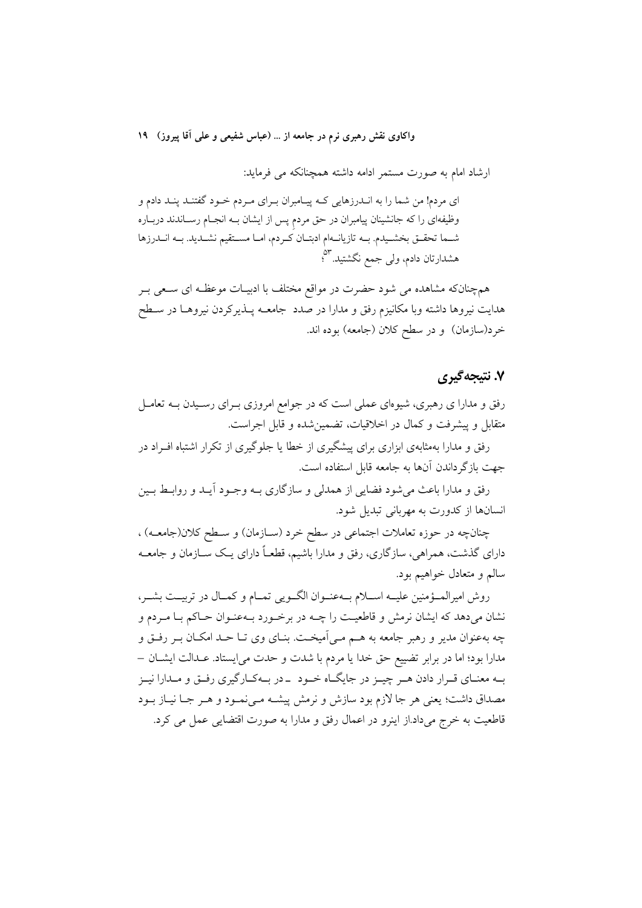ارشاد امام به صورت مستمر ادامه داشته همچنانکه می فرماید:

> ای مردم! من شما را به انـدرزهایی کـه پیـامبران بـرای مـردم خـود گفتنـد پنـد دادم و وظیفه‌ای را که جانشینان پیامبران در حق مردمِ پس از ایشان بـه انجـام رسـاندند دربـاره شـما تحقـق بخشـیدم. بـه تازیانـه‌ام ادبتـان کـردم، امـا مسـتقیم نشـدید. بـه انـدرزها هشدارتان دادم، ولی جمع نگشتید.[53]؛

هم‌چنانکه مشاهده می شود حضرت در مواقع مختلف با ادبیـات موعظـه ای سـعی بـر هدایت نیروها داشته وبا مکانیزم رفق و مدارا در صدد جامعـه پـذیرکردن نیروهـا در سـطح خرد(سازمان) و در سطح کلان (جامعه) بوده اند.

## ۷. نتیجه‌گیری

رفق و مدارا ی رهبری، شیوه‌ای عملی است که در جوامع امروزی بـرای رسـیدن بـه تعامـل متقابل و پیشرفت و کمال در اخلاقیات، تضمین‌شده و قابل اجراست.

رفق و مدارا به‌مثابه‌ی ابزاری برای پیشگیری از خطا یا جلوگیری از تکرار اشتباه افـراد در جهت بازگرداندن آن‌ها به جامعه قابل استفاده است.

رفق و مدارا باعث می‌شود فضایی از همدلی و سازگاری بـه وجـود آیـد و روابـط بـین انسان‌ها از کدورت به مهربانی تبدیل شود.

چنانچه در حوزه تعاملات اجتماعی در سطح خرد (سـازمان) و سـطح کلان(جامعـه) ، دارای گذشت، همراهی، سازگاری، رفق و مدارا باشیم، قطعـاً دارای یـک سـازمان و جامعـه سالم و متعادل خواهیم بود.

روش امیرالمـؤمنین علیـه اسـلام بـه‌عنـوان الگـویی تمـام و کمـال در تربیـت بشـر، نشان می‌دهد که ایشان نرمش و قاطعیـت را چـه در برخـورد بـه‌عنـوان حـاکم بـا مـردم و چه به‌عنوان مدیر و رهبر جامعه به هـم مـی‌آمیخـت. بنـای وی تـا حـد امکـان بـر رفـق و مدارا بود؛ اما در برابر تضییع حق خدا یا مردم با شدت و حدت می‌ایستاد. عـدالت ایشـان – بـه معنـای قـرار دادن هـر چیـز در جایگـاه خـود ـ در بـه‌کـارگیری رفـق و مـدارا نیـز مصداق داشت؛ یعنی هر جا لازم بود سازش و نرمش پیشـه مـی‌نمـود و هـر جـا نیـاز بـود قاطعیت به خرج می‌داد.از اینرو در اعمال رفق و مدارا به صورت اقتضایی عمل می کرد.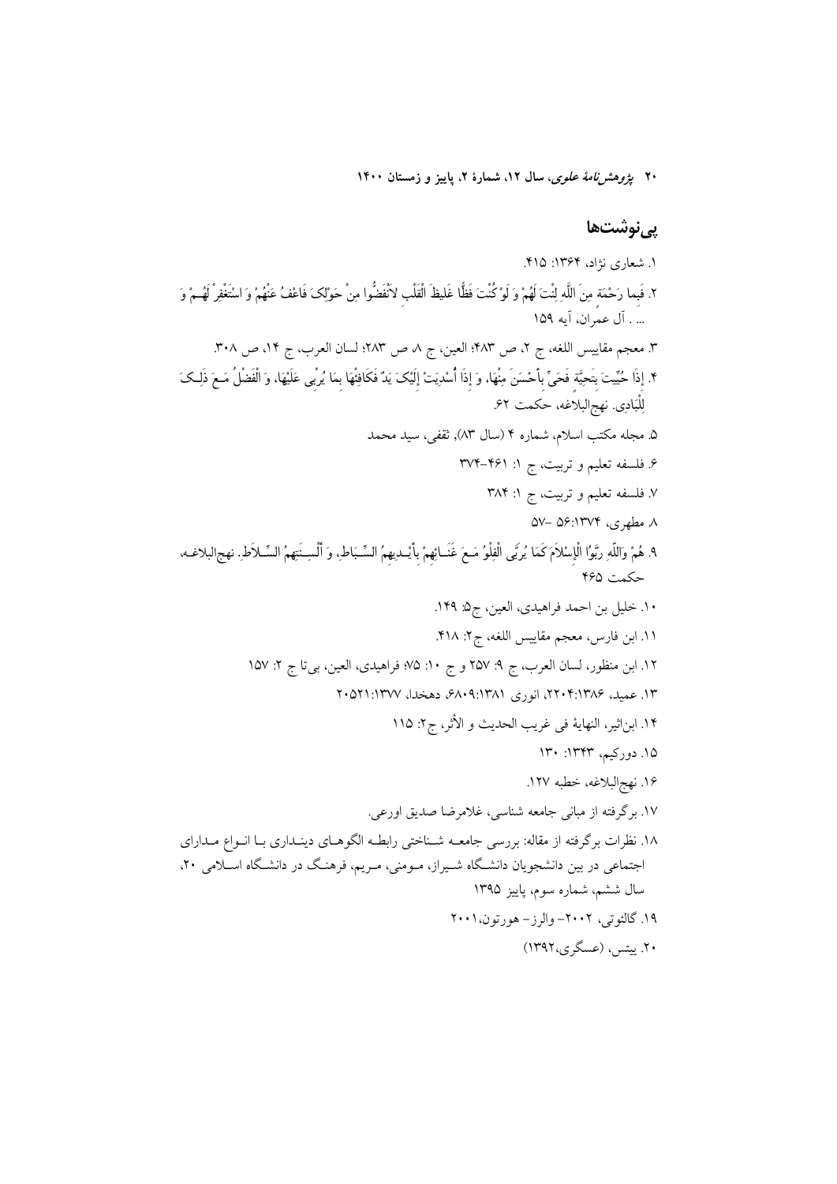## پی‌نوشت‌ها

۱. شعاری نژاد، ۱۳۶۴: ۴۱۵.

۲. فَبِما رَحْمَةٍ مِنَ اللَّهِ لِنْتَ لَهُمْ وَ لَوْ کُنْتَ فَظًّا غَلیظَ الْقَلْبِ لاَنْفَضُّوا مِنْ حَوْلِکَ فَاعْفُ عَنْهُمْ وَ اسْتَغْفِرْ لَهُمْ وَ ... . آل عمران، آیه ۱۵۹

۳. معجم مقاییس اللغه، ج ۲، ص ۴۸۳؛ العین، ج ۸، ص ۲۸۳؛ لسان العرب، ج ۱۴، ص ۳۰۸.

۴. إِذَا حُيِّيتَ بِتَحِيَّةٍ فَحَيِّ بِأَحْسَنَ مِنْهَا، وَ إِذَا أُسْدِيَتْ إِلَيْكَ يَدٌ فَكَافِئْهَا بِمَا يُرْبِي عَلَيْهَا، وَ الْفَضْلُ مَعَ ذَلِكَ لِلْبَادِي. نهج‌البلاغه، حکمت ۶۲.

۵. مجله مکتب اسلام، شماره ۴ (سال ۸۳)، ثقفی، سید محمد

۶. فلسفه تعلیم و تربیت، ج ۱: ۴۶۱-۳۷۴

۷. فلسفه تعلیم و تربیت، ج ۱: ۳۸۴

۸. مطهری، ۱۳۷۴: ۵۶ -۵۷

۹. هُمْ وَاللَّهِ رَبَّوُا الْإِسْلَامَ كَمَا يُرَبَّى الْفِلْوُ مَعَ غَنَائِهِمْ بِأَيْدِيهِمُ السِّبَاطِ، وَ أَلْسِنَتِهِمُ السِّلَاطِ. نهج‌البلاغه، حکمت ۴۶۵

۱۰. خلیل بن احمد فراهیدی، العین، ج۵: ۱۴۹.

۱۱. ابن فارس، معجم مقاییس اللغه، ج۲: ۴۱۸.

۱۲. ابن منظور، لسان العرب، ج ۹: ۲۵۷ و ج ۱۰: ۷۵؛ فراهیدی، العین، بی‌تا ج ۲: ۱۵۷

۱۳. عمید، ۱۳۸۶: ۲۲۰۴، انوری ۱۳۸۱: ۶۸۰۹، دهخدا، ۱۳۷۷: ۲۰۵۲۱

۱۴. ابن‌اثیر، النهایهٔ فی غریب الحدیث و الأثر، ج۲: ۱۱۵

۱۵. دورکیم، ۱۳۴۳: ۱۳۰

۱۶. نهج‌البلاغه، خطبه ۱۲۷.

۱۷. برگرفته از مبانی جامعه شناسی، غلامرضا صدیق اورعی.

۱۸. نظرات برگرفته از مقاله: بررسی جامعه شناختی رابطه الگوهای دینداری با انواع مدارای اجتماعی در بین دانشجویان دانشگاه شیراز، مومنی، مریم، فرهنگ در دانشگاه اسلامی ۲۰، سال ششم، شماره سوم، پاییز ۱۳۹۵

۱۹. گالئوتی، ۲۰۰۲- والرز- هورتون، ۲۰۰۱

۲۰. بیتس، (عسگری، ۱۳۹۲)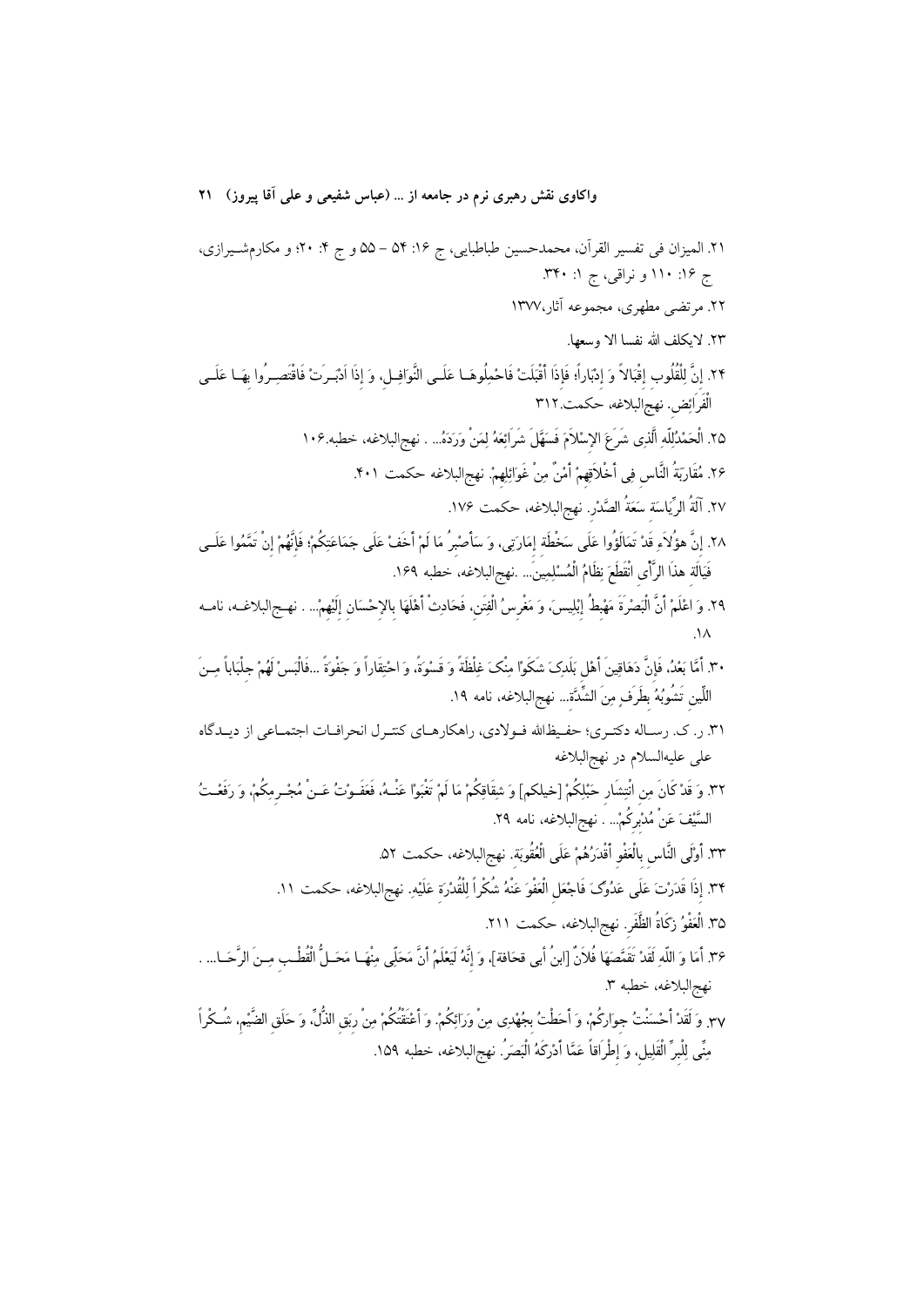۲۱. المیزان فی تفسیر القرآن، محمدحسین طباطبایی، ج ۱۶: ۵۴ – ۵۵ و ج ۴: ۲۰؛ و مکارم‌شیرازی، ج ۱۶: ۱۱۰ و نراقی، ج ۱: ۳۴۰.

۲۲. مرتضی مطهری، مجموعه آثار،۱۳۷۷

۲۳. لایکلف الله نفسا الا وسعها.

۲۴. إِنَّ لِلْقُلُوبِ إِقْبَالاً وَ إِدْبَاراً، فَإِذَا أَقْبَلَتْ فَاحْمِلُوهَا عَلَى النَّوَافِلِ، وَ إِذَا أَدْبَرَتْ فَاقْتَصِرُوا بِهَا عَلَى الْفَرَائِضِ. نهج‌البلاغه، حکمت.۳۱۲

۲۵. الْحَمْدُلِلَّهِ الَّذِی شَرَعَ الإِسْلاَمَ فَسَهَّلَ شَرَائِعَهُ لِمَنْ وَرَدَهُ... . نهج‌البلاغه، خطبه.۱۰۶

۲۶. مُقَارَبَةُ النَّاسِ فِی أَخْلاَقِهِمْ أَمْنٌ مِنْ غَوَائِلِهِمْ. نهج‌البلاغه حکمت ۴۰۱.

۲۷. آلَةُ الرِّیَاسَةِ سَعَةُ الصَّدْرِ. نهج‌البلاغه، حکمت ۱۷۶.

۲۸. إِنَّ هؤُلاَءِ قَدْ تَمَالَؤُوا عَلَى سَخْطَةِ إِمَارَتِی، وَ سَأَصْبِرُ مَا لَمْ أَخَفْ عَلَى جَمَاعَتِکُمْ؛ فَإِنَّهُمْ إِنْ تَمَّمُوا عَلَى فَیَالَةِ هذَا الرَّأْیِ انْقَطَعَ نِظَامُ الْمُسْلِمِینَ... .نهج‌البلاغه، خطبه ۱۶۹.

۲۹. وَ اعْلَمْ أَنَّ الْبَصْرَةَ مَهْبِطُ إِبْلِیسَ، وَ مَغْرِسُ الْفِتَنِ، فَحَادِثْ أَهْلَهَا بِالإِحْسَانِ إِلَیْهِمْ... . نهج‌البلاغه، نامه ۱۸.

۳۰. أَمَّا بَعْدُ، فَإِنَّ دَهَاقِینَ أَهْلِ بَلَدِکَ شَکَوْا مِنْکَ غِلْظَةً وَ قَسْوَةً، وَ احْتِقَاراً وَ جَفْوَةً ...فَالْبَسْ لَهُمْ جِلْبَاباً مِنَ اللِّینِ تَشُوبُهُ بِطَرَفٍ مِنَ الشِّدَّةِ... نهج‌البلاغه، نامه ۱۹.

۳۱. ر. ک. رساله دکتری؛ حفیظ‌الله فولادی، راهکارهای کنترل انحرافات اجتماعی از دیدگاه علی علیه‌السلام در نهج‌البلاغه

۳۲. وَ قَدْ کَانَ مِنِ انْتِشَارِ حَبْلِکُمْ [خیلکم] وَ شِقَاقِکُمْ مَا لَمْ تَغْبَوْا عَنْهُ، فَعَفَوْتُ عَنْ مُجْرِمِکُمْ، وَ رَفَعْتُ السَّیْفَ عَنْ مُدْبِرِکُمْ... . نهج‌البلاغه، نامه ۲۹.

۳۳. أَوْلَى النَّاسِ بِالْعَفْوِ أَقْدَرُهُمْ عَلَى الْعُقُوبَةِ. نهج‌البلاغه، حکمت ۵۲.

۳۴. إِذَا قَدَرْتَ عَلَى عَدُوِّکَ فَاجْعَلِ الْعَفْوَ عَنْهُ شُکْراً لِلْقُدْرَةِ عَلَیْهِ. نهج‌البلاغه، حکمت ۱۱.

۳۵. الْعَفْوُ زَکَاةُ الظَّفَرِ. نهج‌البلاغه، حکمت ۲۱۱.

۳۶. أَمَا وَ اللّهِ لَقَدْ تَقَمَّصَهَا فُلاَنٌ [ابنُ أبی قحافة]، وَ إِنَّهُ لَیَعْلَمُ أَنَّ مَحَلِّی مِنْهَا مَحَلُّ الْقُطْبِ مِنَ الرَّحَا... . نهج‌البلاغه، خطبه ۳.

۳۷. وَ لَقَدْ أَحْسَنْتُ جِوَارَکُمْ، وَ أَحَطْتُ بِجُهْدِی مِنْ وَرَائِکُمْ، وَ أَعْتَقْتُکُمْ مِنْ رِبَقِ الذُّلِّ، وَ حَلَقِ الضَّیْمِ، شُکْراً مِنِّی لِلْبِرِّ الْقَلِیلِ، وَ إِطْرَاقاً عَمَّا أَدْرَکَهُ الْبَصَرُ. نهج‌البلاغه، خطبه ۱۵۹.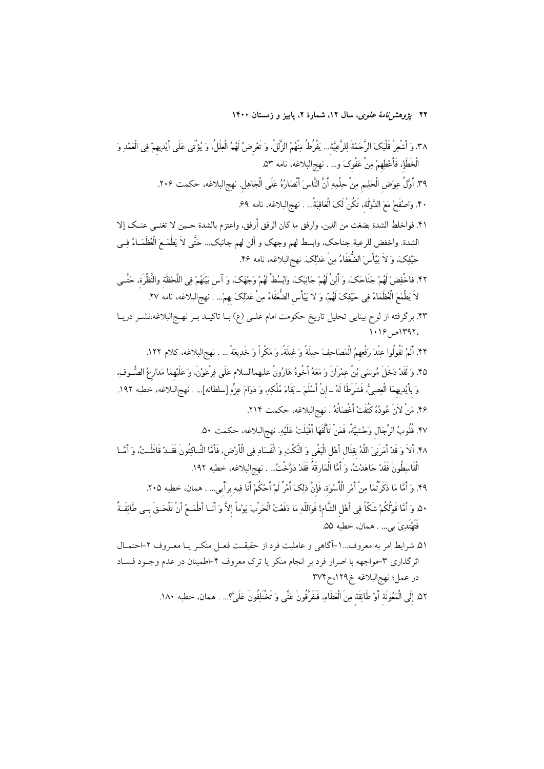۳۸. وَ أَشْعِرْ قَلْبَکَ الرَّحْمَةَ لِلرَّعِیَّةِ... یَفْرُطُ مِنْهُمُ الزَّلَلُ، وَ تَعْرِضُ لَهُمُ الْعِلَلُ، وَ یُؤْتَى عَلَى أَیْدِیهِمْ فِی الْعَمْدِ وَ الْخَطَإِ، فَأَعْطِهِمْ مِنْ عَفْوِکَ و... . نهج‌البلاغه، نامه ۵۳.

۳۹. أَوَّلُ عِوَضِ الْحَلِیمِ مِنْ حِلْمِهِ أَنَّ النَّاسَ أَنْصَارُهُ عَلَى الْجَاهِلِ. نهج‌البلاغه، حکمت ۲۰۶.

۴۰. وَاصْفَحْ مَعَ الدَّوْلَةِ، تَکُنْ لَکَ الْعَاقِبَةُ... . نهج‌البلاغه، نامه ۶۹.

۴۱. فواخلط الشدة بضغث من اللین، وارفق ما کان الرفق أرفق، واعتزم بالشدة حین لا تغنی عنک إلا الشدة. واخفض للرعیة جناحک، وابسط لهم وجهک و ألن لهم جانبک... حَتَّى لاَ یَطْمَعَ الْعُظَمَاءُ فِی حَیْفِکَ، وَ لاَ یَیْأَسَ الضُّعَفَاءُ مِنْ عَدْلِکَ. نهج‌البلاغه، نامه ۴۶.

۴۲. فَاخْفِضْ لَهُمْ جَنَاحَکَ، وَ أَلِنْ لَهُمْ جَانِبَکَ، وَابْسُطْ لَهُمْ وَجْهَکَ، وَ آسِ بَیْنَهُمْ فِی اللَّحْظَةِ وَالنَّظْرَةِ، حَتَّى لاَ یَطْمَعَ الْعُظَمَاءُ فِی حَیْفِکَ لَهُمْ، وَ لاَ یَیْأَسَ الضُّعَفَاءُ مِنْ عَدْلِکَ بِهِمْ... . نهج‌البلاغه، نامه ۲۷.

۴۳. برگرفته از لوح بینایی تحلیل تاریخ حکومت امام علی (ع) با تاکید بر نهج‌البلاغه،نشر دریا ،۱۳۹۲ص۱۰۱۶

۴۴. أَلَمْ تَقُولُوا عِنْدَ رَفْعِهِمُ الْمَصَاحِفَ حِیلَةً وَ غِیلَةً، وَ مَکْراً وَ خَدِیعَةً ... . نهج‌البلاغه، کلام ۱۲۲.

۴۵. وَ لَقَدْ دَخَلَ مُوسَى بْنُ عِمْرَانَ وَ مَعَهُ أَخُوهُ هَارُونُ علیهماالسلام عَلَى فِرْعَوْنَ، وَ عَلَیْهِمَا مَدَارِعُ الصُّوفِ، وَ بِأَیْدِیهِمَا الْعِصِیُّ، فَشَرَطَا لَهُ ــ إِنْ أَسْلَمَ ــ بَقَاءَ مُلْکِهِ، وَ دَوَامَ عِزِّهِ [سلطانه]... . نهج‌البلاغه، خطبه ۱۹۲.

۴۶. مَنْ لاَنَ عُودُهُ کَثُفَتْ أَغْصَانُهُ . نهج‌البلاغه، حکمت ۲۱۴.

۴۷. قُلُوبُ الرِّجَالِ وَحْشِیَّةٌ، فَمَنْ تَأَلَّفَهَا أَقْبَلَتْ عَلَیْهِ. نهج‌البلاغه، حکمت ۵۰.

۴۸. أَلاَ وَ قَدْ أَمَرَنِیَ اللّهُ بِقِتَالِ أَهْلِ الْبَغْیِ وَ النَّکْثِ وَ الْفَسَادِ فِی الْأَرْضِ، فَأَمَّا النَّاکِثُونَ فَقَدْ قَاتَلْتُ، وَ أَمَّا الْقَاسِطُونَ فَقَدْ جَاهَدْتُ، وَ أَمَّا الْمَارِقَةُ فَقَدْ دَوَّخْتُ... . نهج‌البلاغه، خطبه ۱۹۲.

۴۹. وَ أَمَّا مَا ذَکَرْتُمَا مِنْ أَمْرِ الْأُسْوَةِ، فَإِنَّ ذلِکَ أَمْرٌ لَمْ أَحْکُمْ أَنَا فِیهِ بِرَأْیِی... . همان، خطبه ۲۰۵.

۵۰. وَ أَمَّا قَوْلُکُمْ شَکّاً فِی أَهْلِ الشَّامِ! فَوَاللّهِ مَا دَفَعْتُ الْحَرْبَ یَوْماً إِلاَّ وَ أَنَا أَطْمَعُ أَنْ تَلْحَقَ بِی طَائِفَةٌ فَتَهْتَدِیَ بِی... . همان، خطبه ۵۵.

۵۱. شرایط امر به معروف...۱-آگاهی و عاملیت فرد از حقیقت فعل منکر یا معروف ۲-احتمال اثرگذاری ۳-مواجهه با اصرار فرد بر انجام منکر یا ترک معروف ۴-اطمینان در عدم وجود فساد در عمل؛ نهج‌البلاغه خ۱۲۹،ح۳۷۴

۵۲. إِلَى الْمَعُونَةِ أَوْ طَائِفَةٍ مِنَ الْعَطَاءِ، فَتَفَرَّقُونَ عَنِّی وَ تَخْتَلِفُونَ عَلَیَّ؟... . همان، خطبه ۱۸۰.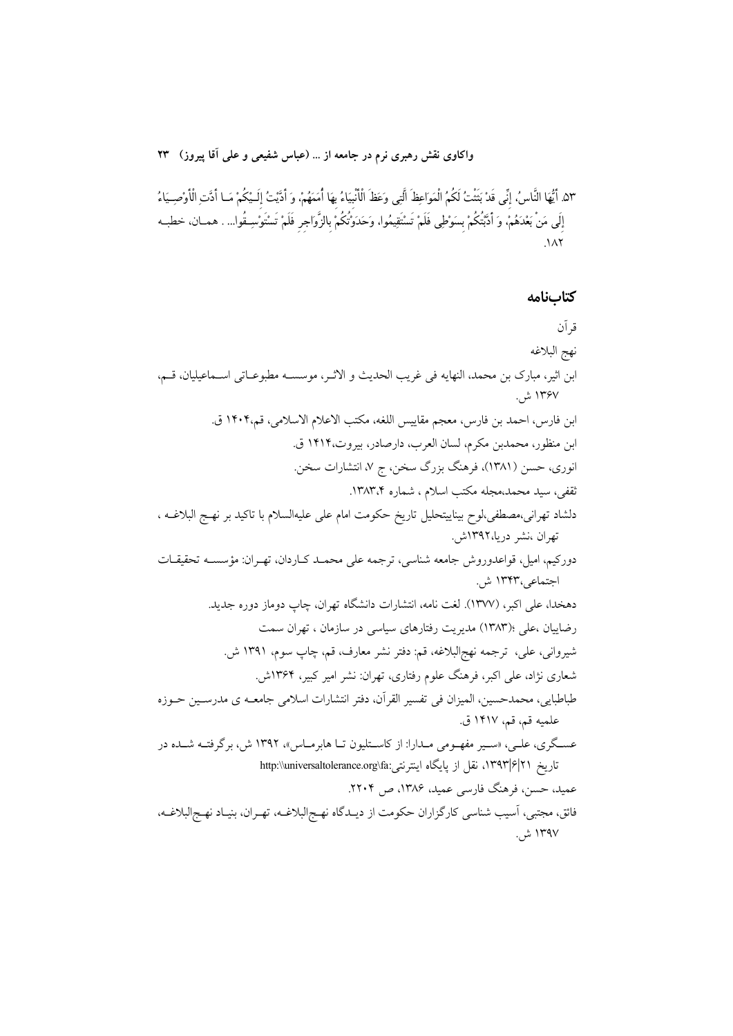۵۳. أَيُّهَا النَّاسُ، إِنِّي قَدْ بَثَثْتُ لَكُمُ الْمَوَاعِظَ الَّتِي وَعَظَ الْأَنْبِيَاءُ بِهَا أُمَمَهُمْ، وَ أَدَّيْتُ إِلَيْكُمْ مَا أَدَّتِ الْأَوْصِيَاءُ إِلَى مَنْ بَعْدَهُمْ، وَ أَدَّبْتُكُمْ بِسَوْطِي فَلَمْ تَسْتَقِيمُوا، وَحَدَوْتُكُمْ بِالزَّوَاجِرِ فَلَمْ تَسْتَوْسِقُوا... . همان، خطبه ۱۸۲.

## کتاب‌نامه

قرآن

نهج البلاغه

ابن اثیر، مبارک بن محمد، النهایه فی غریب الحدیث و الاثر، موسسه مطبوعاتی اسماعیلیان، قم، ۱۳۶۷ ش.

ابن فارس، احمد بن فارس، معجم مقاییس اللغه، مکتب الاعلام الاسلامی، قم،۱۴۰۴ ق.

ابن منظور، محمدبن مکرم، لسان العرب، دارصادر، بیروت،۱۴۱۴ ق.

انوری، حسن (۱۳۸۱)، فرهنگ بزرگ سخن، ج ۷، انتشارات سخن.

ثقفی، سید محمد،مجله مکتب اسلام ، شماره ۱۳۸۳،۴.

دلشاد تهرانی،مصطفی،لوح بینایی‌تحلیل تاریخ حکومت امام علی علیه‌السلام با تاکید بر نهج البلاغه ، تهران ،نشر دریا،۱۳۹۲ش.

دورکیم، امیل، قواعدوروش جامعه شناسی، ترجمه علی محمد کاردان، تهران: مؤسسه تحقیقات اجتماعی،۱۳۴۳ ش.

دهخدا، علی اکبر، (۱۳۷۷). لغت نامه، انتشارات دانشگاه تهران، چاپ دوماز دوره جدید.

رضاییان ،علی ؛(۱۳۸۳) مدیریت رفتارهای سیاسی در سازمان ، تهران سمت

شیروانی، علی، ترجمه نهج‌البلاغه، قم: دفتر نشر معارف، قم، چاپ سوم، ۱۳۹۱ ش.

شعاری نژاد، علی اکبر، فرهنگ علوم رفتاری، تهران: نشر امیر کبیر، ۱۳۶۴ش.

طباطبایی، محمدحسین، المیزان فی تفسیر القرآن، دفتر انتشارات اسلامی جامعه ی مدرسین حوزه علمیه قم، قم، ۱۴۱۷ ق.

عسگری، علی، «سیر مفهومی مدارا: از کاستلیون تا هابرماس»، ۱۳۹۲ ش، برگرفته شده در تاریخ ۱۳۹۳|۶|۲۱، نقل از پایگاه اینترنتی:http:\\universaltolerance.org\fa

عمید، حسن، فرهنگ فارسی عمید، ۱۳۸۶، ص ۲۲۰۴.

فائق، مجتبی، آسیب شناسی کارگزاران حکومت از دیدگاه نهج‌البلاغه، تهران، بنیاد نهج‌البلاغه، ۱۳۹۷ ش.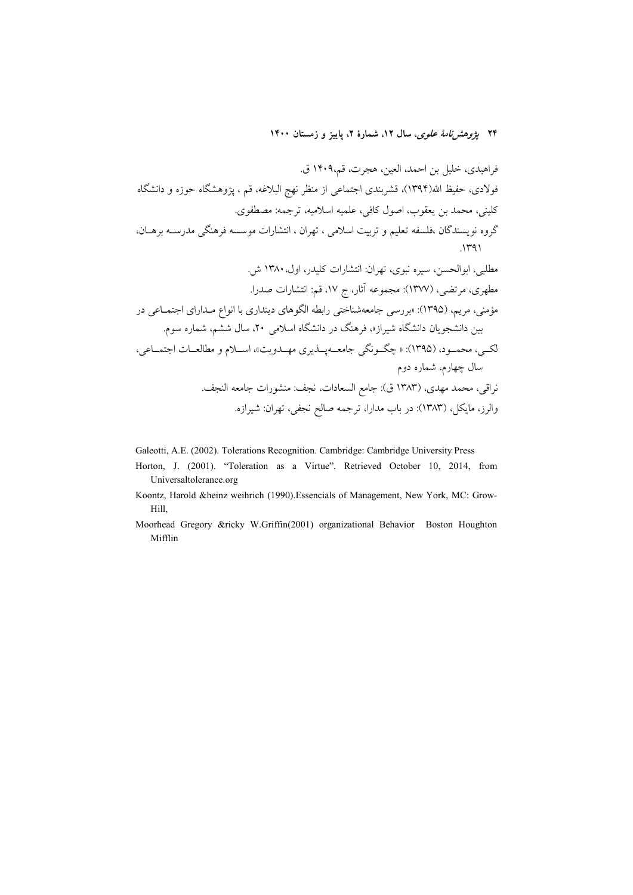فراهیدی، خلیل بن احمد، العین، هجرت، قم،۱۴۰۹ ق.

فولادی، حفیظ الله(۱۳۹۴)، قشربندی اجتماعی از منظر نهج البلاغه، قم ، پژوهشگاه حوزه و دانشگاه

کلینی، محمد بن یعقوب، اصول کافی، علمیه اسلامیه، ترجمه: مصطفوی.

گروه نویسندگان ،فلسفه تعلیم و تربیت اسلامی ، تهران ، انتشارات موسسه فرهنگی مدرسه برهان، ۱۳۹۱.

مطلبی، ابوالحسن، سیره نبوی، تهران: انتشارات کلیدر، اول،۱۳۸۰ ش.

مطهری، مرتضی، (۱۳۷۷): مجموعه آثار، ج ۱۷، قم: انتشارات صدرا.

مؤمنی، مریم، (۱۳۹۵): «بررسی جامعه‌شناختی رابطه الگوهای دینداری با انواع مدارای اجتماعی در بین دانشجویان دانشگاه شیراز»، فرهنگ در دانشگاه اسلامی ۲۰، سال ششم، شماره سوم.

لکی، محمود، (۱۳۹۵): « چگونگی جامعه‌پذیری مهدویت»، اسلام و مطالعات اجتماعی، سال چهارم، شماره دوم

نراقی، محمد مهدی، (۱۳۸۳ ق): جامع السعادات، نجف: منشورات جامعه النجف.

والرز، مایکل، (۱۳۸۳): در باب مدارا، ترجمه صالح نجفی، تهران: شیرازه.

Galeotti, A.E. (2002). Tolerations Recognition. Cambridge: Cambridge University Press

Horton, J. (2001). "Toleration as a Virtue". Retrieved October 10, 2014, from Universaltolerance.org

Koontz, Harold &heinz weihrich (1990).Essencials of Management, New York, MC: Grow-Hill,

Moorhead Gregory &ricky W.Griffin(2001) organizational Behavior Boston Houghton Mifflin